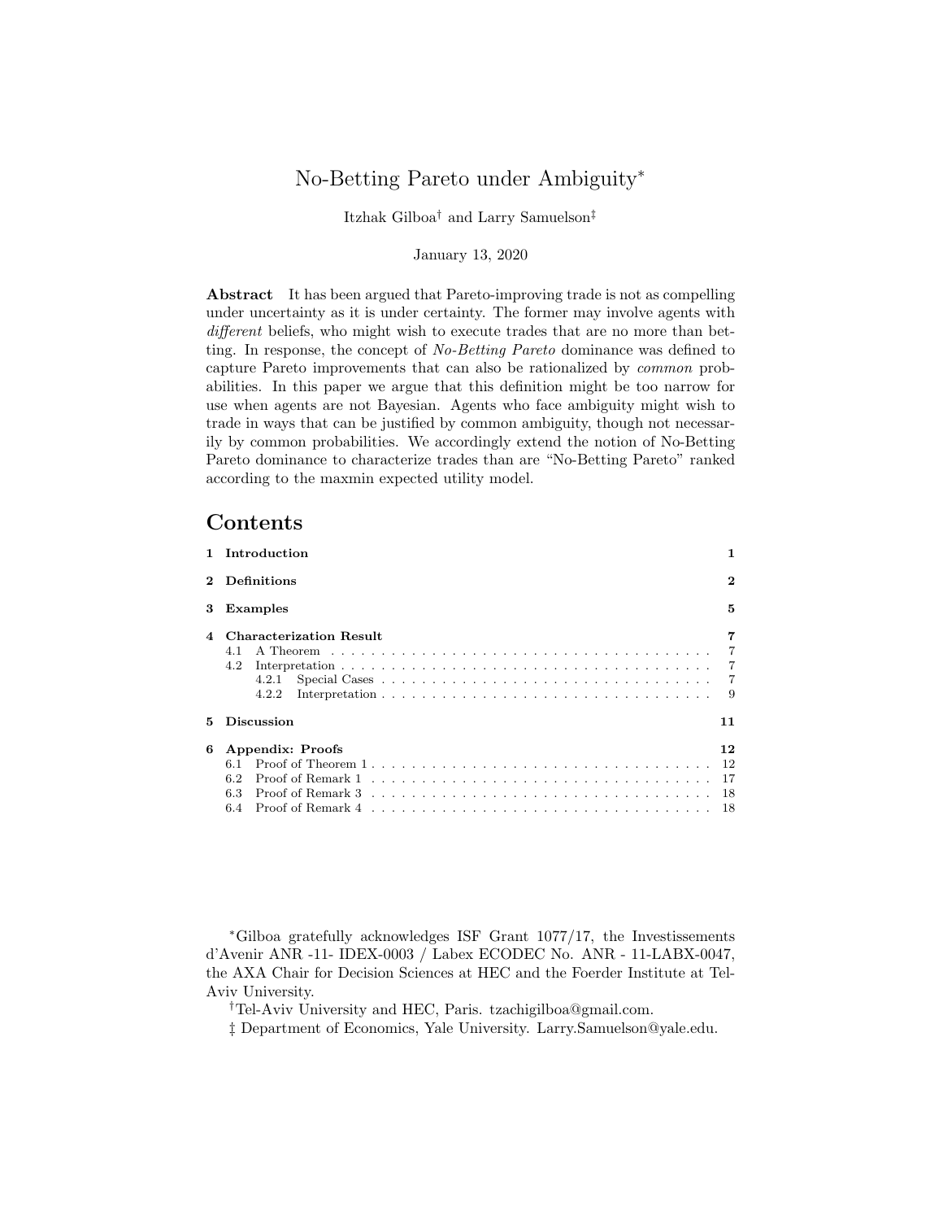# No-Betting Pareto under Ambiguity*

Itzhak Gilboa† and Larry Samuelson‡

January 13, 2020

**Abstract** It has been argued that Pareto-improving trade is not as compelling under uncertainty as it is under certainty. The former may involve agents with *different* beliefs, who might wish to execute trades that are no more than betting. In response, the concept of *No-Betting Pareto* dominance was defined to capture Pareto improvements that can also be rationalized by *common* probabilities. In this paper we argue that this definition might be too narrow for use when agents are not Bayesian. Agents who face ambiguity might wish to trade in ways that can be justified by common ambiguity, though not necessarily by common probabilities. We accordingly extend the notion of No-Betting Pareto dominance to characterize trades than are "No-Betting Pareto" ranked according to the maxmin expected utility model.

## Contents

- **1 Introduction** — 1
- **2 Definitions** — 2
- **3 Examples** — 5
- **4 Characterization Result** — 7
  - 4.1 A Theorem — 7
  - 4.2 Interpretation — 7
    - 4.2.1 Special Cases — 7
    - 4.2.2 Interpretation — 9
- **5 Discussion** — 11
- **6 Appendix: Proofs** — 12
  - 6.1 Proof of Theorem 1 — 12
  - 6.2 Proof of Remark 1 — 17
  - 6.3 Proof of Remark 3 — 18
  - 6.4 Proof of Remark 4 — 18

*Gilboa gratefully acknowledges ISF Grant 1077/17, the Investissements d'Avenir ANR -11- IDEX-0003 / Labex ECODEC No. ANR - 11-LABX-0047, the AXA Chair for Decision Sciences at HEC and the Foerder Institute at Tel-Aviv University.

†Tel-Aviv University and HEC, Paris. tzachigilboa@gmail.com.

‡ Department of Economics, Yale University. Larry.Samuelson@yale.edu.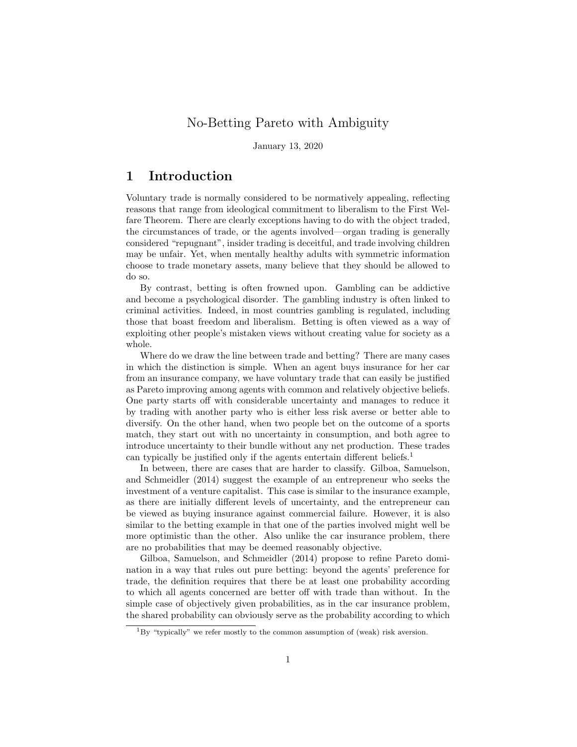# No-Betting Pareto with Ambiguity

January 13, 2020

## 1 Introduction

Voluntary trade is normally considered to be normatively appealing, reflecting reasons that range from ideological commitment to liberalism to the First Welfare Theorem. There are clearly exceptions having to do with the object traded, the circumstances of trade, or the agents involved—organ trading is generally considered "repugnant", insider trading is deceitful, and trade involving children may be unfair. Yet, when mentally healthy adults with symmetric information choose to trade monetary assets, many believe that they should be allowed to do so.

By contrast, betting is often frowned upon. Gambling can be addictive and become a psychological disorder. The gambling industry is often linked to criminal activities. Indeed, in most countries gambling is regulated, including those that boast freedom and liberalism. Betting is often viewed as a way of exploiting other people's mistaken views without creating value for society as a whole.

Where do we draw the line between trade and betting? There are many cases in which the distinction is simple. When an agent buys insurance for her car from an insurance company, we have voluntary trade that can easily be justified as Pareto improving among agents with common and relatively objective beliefs. One party starts off with considerable uncertainty and manages to reduce it by trading with another party who is either less risk averse or better able to diversify. On the other hand, when two people bet on the outcome of a sports match, they start out with no uncertainty in consumption, and both agree to introduce uncertainty to their bundle without any net production. These trades can typically be justified only if the agents entertain different beliefs.[1]

In between, there are cases that are harder to classify. Gilboa, Samuelson, and Schmeidler (2014) suggest the example of an entrepreneur who seeks the investment of a venture capitalist. This case is similar to the insurance example, as there are initially different levels of uncertainty, and the entrepreneur can be viewed as buying insurance against commercial failure. However, it is also similar to the betting example in that one of the parties involved might well be more optimistic than the other. Also unlike the car insurance problem, there are no probabilities that may be deemed reasonably objective.

Gilboa, Samuelson, and Schmeidler (2014) propose to refine Pareto domination in a way that rules out pure betting: beyond the agents' preference for trade, the definition requires that there be at least one probability according to which all agents concerned are better off with trade than without. In the simple case of objectively given probabilities, as in the car insurance problem, the shared probability can obviously serve as the probability according to which

[1] By "typically" we refer mostly to the common assumption of (weak) risk aversion.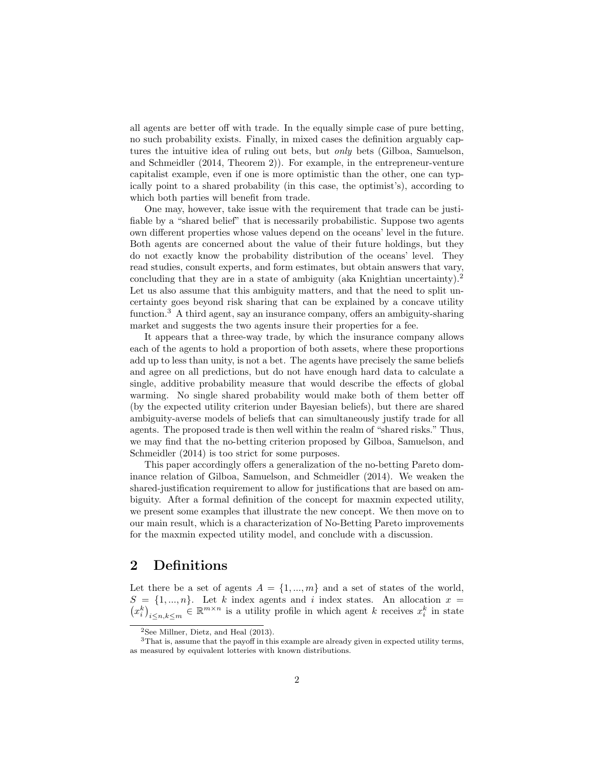all agents are better off with trade. In the equally simple case of pure betting, no such probability exists. Finally, in mixed cases the definition arguably captures the intuitive idea of ruling out bets, but *only* bets (Gilboa, Samuelson, and Schmeidler (2014, Theorem 2)). For example, in the entrepreneur-venture capitalist example, even if one is more optimistic than the other, one can typically point to a shared probability (in this case, the optimist's), according to which both parties will benefit from trade.

One may, however, take issue with the requirement that trade can be justifiable by a "shared belief" that is necessarily probabilistic. Suppose two agents own different properties whose values depend on the oceans' level in the future. Both agents are concerned about the value of their future holdings, but they do not exactly know the probability distribution of the oceans' level. They read studies, consult experts, and form estimates, but obtain answers that vary, concluding that they are in a state of ambiguity (aka Knightian uncertainty).[2] Let us also assume that this ambiguity matters, and that the need to split uncertainty goes beyond risk sharing that can be explained by a concave utility function.[3] A third agent, say an insurance company, offers an ambiguity-sharing market and suggests the two agents insure their properties for a fee.

It appears that a three-way trade, by which the insurance company allows each of the agents to hold a proportion of both assets, where these proportions add up to less than unity, is not a bet. The agents have precisely the same beliefs and agree on all predictions, but do not have enough hard data to calculate a single, additive probability measure that would describe the effects of global warming. No single shared probability would make both of them better off (by the expected utility criterion under Bayesian beliefs), but there are shared ambiguity-averse models of beliefs that can simultaneously justify trade for all agents. The proposed trade is then well within the realm of "shared risks." Thus, we may find that the no-betting criterion proposed by Gilboa, Samuelson, and Schmeidler (2014) is too strict for some purposes.

This paper accordingly offers a generalization of the no-betting Pareto dominance relation of Gilboa, Samuelson, and Schmeidler (2014). We weaken the shared-justification requirement to allow for justifications that are based on ambiguity. After a formal definition of the concept for maxmin expected utility, we present some examples that illustrate the new concept. We then move on to our main result, which is a characterization of No-Betting Pareto improvements for the maxmin expected utility model, and conclude with a discussion.

## 2 Definitions

Let there be a set of agents $A = \{1, ..., m\}$ and a set of states of the world, $S = \{1, ..., n\}$. Let $k$ index agents and $i$ index states. An allocation $x = \left(x_i^k\right)_{i \leq n, k \leq m} \in \mathbb{R}^{m \times n}$ is a utility profile in which agent $k$ receives $x_i^k$ in state

[2] See Millner, Dietz, and Heal (2013).

[3] That is, assume that the payoff in this example are already given in expected utility terms, as measured by equivalent lotteries with known distributions.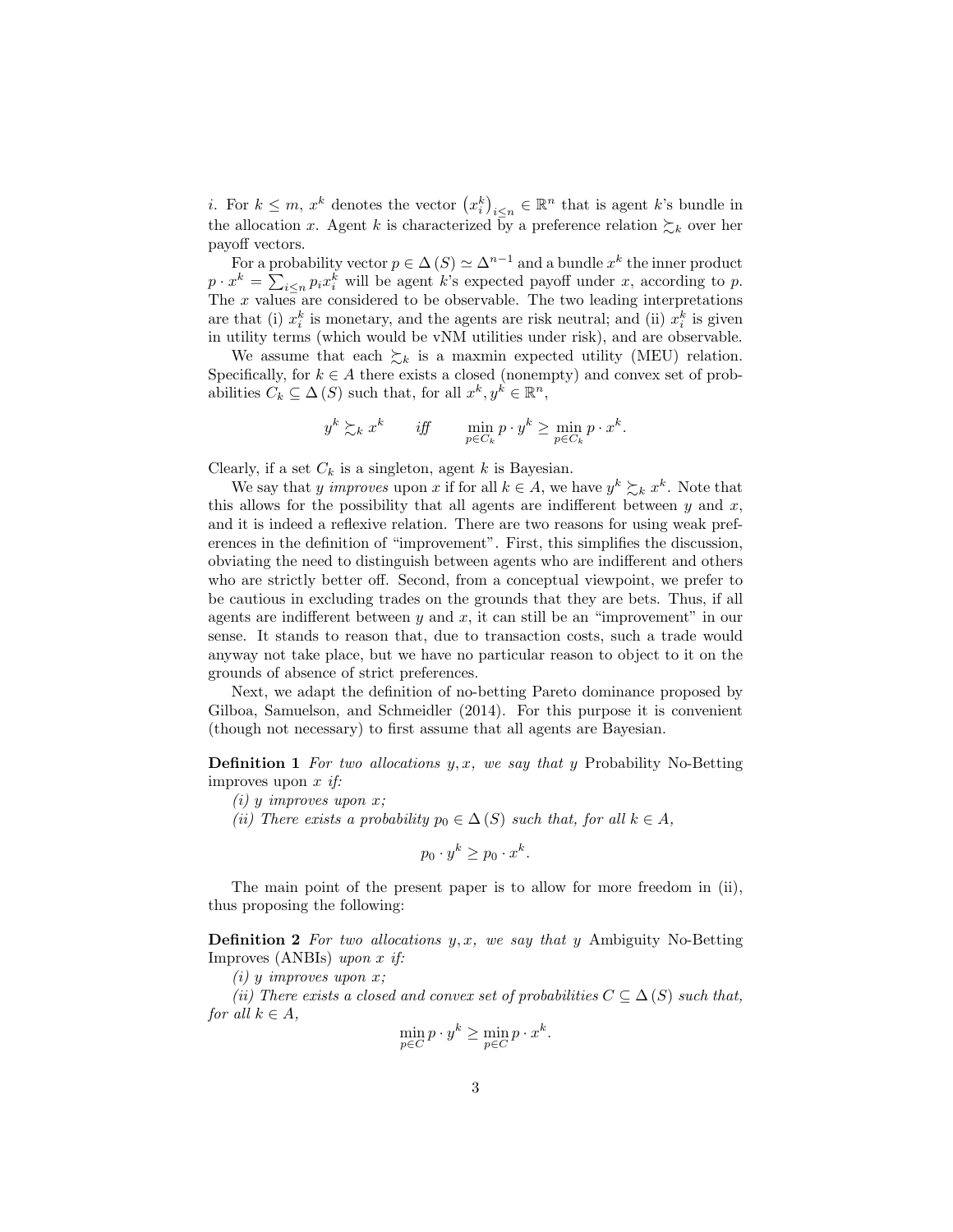$i$. For $k \leq m$, $x^k$ denotes the vector $\left(x_i^k\right)_{i \leq n} \in \mathbb{R}^n$ that is agent $k$'s bundle in the allocation $x$. Agent $k$ is characterized by a preference relation $\succsim_k$ over her payoff vectors.

For a probability vector $p \in \Delta(S) \simeq \Delta^{n-1}$ and a bundle $x^k$ the inner product $p \cdot x^k = \sum_{i \leq n} p_i x_i^k$ will be agent $k$'s expected payoff under $x$, according to $p$. The $x$ values are considered to be observable. The two leading interpretations are that (i) $x_i^k$ is monetary, and the agents are risk neutral; and (ii) $x_i^k$ is given in utility terms (which would be vNM utilities under risk), and are observable.

We assume that each $\succsim_k$ is a maxmin expected utility (MEU) relation. Specifically, for $k \in A$ there exists a closed (nonempty) and convex set of probabilities $C_k \subseteq \Delta(S)$ such that, for all $x^k, y^k \in \mathbb{R}^n$,

$$y^k \succsim_k x^k \qquad \textit{iff} \qquad \min_{p \in C_k} p \cdot y^k \geq \min_{p \in C_k} p \cdot x^k.$$

Clearly, if a set $C_k$ is a singleton, agent $k$ is Bayesian.

We say that $y$ *improves* upon $x$ if for all $k \in A$, we have $y^k \succsim_k x^k$. Note that this allows for the possibility that all agents are indifferent between $y$ and $x$, and it is indeed a reflexive relation. There are two reasons for using weak preferences in the definition of "improvement". First, this simplifies the discussion, obviating the need to distinguish between agents who are indifferent and others who are strictly better off. Second, from a conceptual viewpoint, we prefer to be cautious in excluding trades on the grounds that they are bets. Thus, if all agents are indifferent between $y$ and $x$, it can still be an "improvement" in our sense. It stands to reason that, due to transaction costs, such a trade would anyway not take place, but we have no particular reason to object to it on the grounds of absence of strict preferences.

Next, we adapt the definition of no-betting Pareto dominance proposed by Gilboa, Samuelson, and Schmeidler (2014). For this purpose it is convenient (though not necessary) to first assume that all agents are Bayesian.

**Definition 1** *For two allocations $y, x$, we say that $y$* Probability No-Betting improves upon $x$ *if:*

*(i) $y$ improves upon $x$;*

*(ii) There exists a probability $p_0 \in \Delta(S)$ such that, for all $k \in A$,*

$$p_0 \cdot y^k \geq p_0 \cdot x^k.$$

The main point of the present paper is to allow for more freedom in (ii), thus proposing the following:

**Definition 2** *For two allocations $y, x$, we say that $y$* Ambiguity No-Betting Improves (ANBIs) *upon $x$ if:*

*(i) $y$ improves upon $x$;*

*(ii) There exists a closed and convex set of probabilities $C \subseteq \Delta(S)$ such that, for all $k \in A$,*

$$\min_{p \in C} p \cdot y^k \geq \min_{p \in C} p \cdot x^k.$$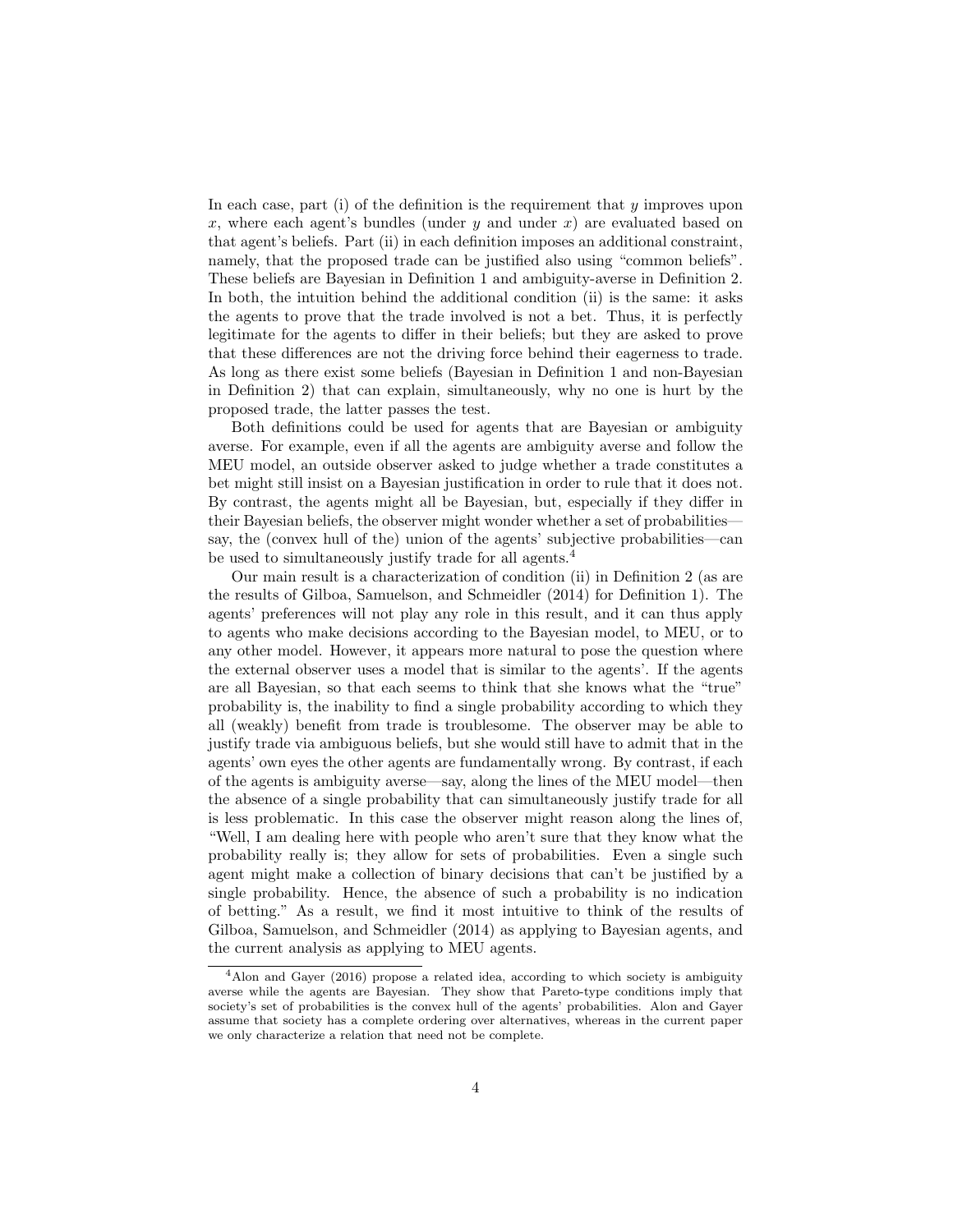In each case, part (i) of the definition is the requirement that $y$ improves upon $x$, where each agent's bundles (under $y$ and under $x$) are evaluated based on that agent's beliefs. Part (ii) in each definition imposes an additional constraint, namely, that the proposed trade can be justified also using "common beliefs". These beliefs are Bayesian in Definition 1 and ambiguity-averse in Definition 2. In both, the intuition behind the additional condition (ii) is the same: it asks the agents to prove that the trade involved is not a bet. Thus, it is perfectly legitimate for the agents to differ in their beliefs; but they are asked to prove that these differences are not the driving force behind their eagerness to trade. As long as there exist some beliefs (Bayesian in Definition 1 and non-Bayesian in Definition 2) that can explain, simultaneously, why no one is hurt by the proposed trade, the latter passes the test.

Both definitions could be used for agents that are Bayesian or ambiguity averse. For example, even if all the agents are ambiguity averse and follow the MEU model, an outside observer asked to judge whether a trade constitutes a bet might still insist on a Bayesian justification in order to rule that it does not. By contrast, the agents might all be Bayesian, but, especially if they differ in their Bayesian beliefs, the observer might wonder whether a set of probabilities—say, the (convex hull of the) union of the agents' subjective probabilities—can be used to simultaneously justify trade for all agents.[4]

Our main result is a characterization of condition (ii) in Definition 2 (as are the results of Gilboa, Samuelson, and Schmeidler (2014) for Definition 1). The agents' preferences will not play any role in this result, and it can thus apply to agents who make decisions according to the Bayesian model, to MEU, or to any other model. However, it appears more natural to pose the question where the external observer uses a model that is similar to the agents'. If the agents are all Bayesian, so that each seems to think that she knows what the "true" probability is, the inability to find a single probability according to which they all (weakly) benefit from trade is troublesome. The observer may be able to justify trade via ambiguous beliefs, but she would still have to admit that in the agents' own eyes the other agents are fundamentally wrong. By contrast, if each of the agents is ambiguity averse—say, along the lines of the MEU model—then the absence of a single probability that can simultaneously justify trade for all is less problematic. In this case the observer might reason along the lines of, "Well, I am dealing here with people who aren't sure that they know what the probability really is; they allow for sets of probabilities. Even a single such agent might make a collection of binary decisions that can't be justified by a single probability. Hence, the absence of such a probability is no indication of betting." As a result, we find it most intuitive to think of the results of Gilboa, Samuelson, and Schmeidler (2014) as applying to Bayesian agents, and the current analysis as applying to MEU agents.

[4] Alon and Gayer (2016) propose a related idea, according to which society is ambiguity averse while the agents are Bayesian. They show that Pareto-type conditions imply that society's set of probabilities is the convex hull of the agents' probabilities. Alon and Gayer assume that society has a complete ordering over alternatives, whereas in the current paper we only characterize a relation that need not be complete.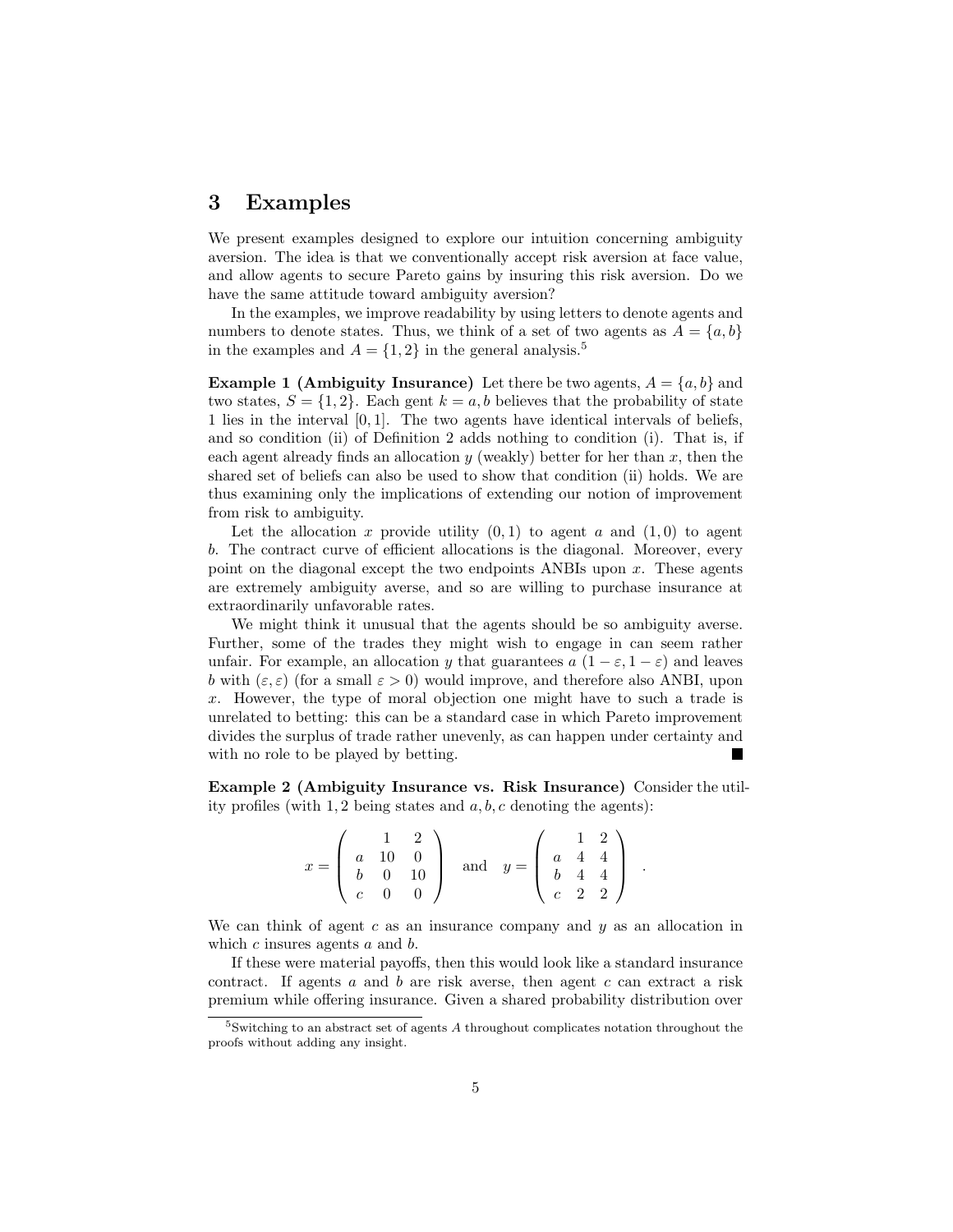# 3 Examples

We present examples designed to explore our intuition concerning ambiguity aversion. The idea is that we conventionally accept risk aversion at face value, and allow agents to secure Pareto gains by insuring this risk aversion. Do we have the same attitude toward ambiguity aversion?

In the examples, we improve readability by using letters to denote agents and numbers to denote states. Thus, we think of a set of two agents as $A = \{a, b\}$ in the examples and $A = \{1, 2\}$ in the general analysis.[5]

**Example 1 (Ambiguity Insurance)** Let there be two agents, $A = \{a, b\}$ and two states, $S = \{1, 2\}$. Each gent $k = a, b$ believes that the probability of state 1 lies in the interval $[0, 1]$. The two agents have identical intervals of beliefs, and so condition (ii) of Definition 2 adds nothing to condition (i). That is, if each agent already finds an allocation $y$ (weakly) better for her than $x$, then the shared set of beliefs can also be used to show that condition (ii) holds. We are thus examining only the implications of extending our notion of improvement from risk to ambiguity.

Let the allocation $x$ provide utility $(0, 1)$ to agent $a$ and $(1, 0)$ to agent $b$. The contract curve of efficient allocations is the diagonal. Moreover, every point on the diagonal except the two endpoints ANBIs upon $x$. These agents are extremely ambiguity averse, and so are willing to purchase insurance at extraordinarily unfavorable rates.

We might think it unusual that the agents should be so ambiguity averse. Further, some of the trades they might wish to engage in can seem rather unfair. For example, an allocation $y$ that guarantees $a$ $(1 - \varepsilon, 1 - \varepsilon)$ and leaves $b$ with $(\varepsilon, \varepsilon)$ (for a small $\varepsilon > 0$) would improve, and therefore also ANBI, upon $x$. However, the type of moral objection one might have to such a trade is unrelated to betting: this can be a standard case in which Pareto improvement divides the surplus of trade rather unevenly, as can happen under certainty and with no role to be played by betting. ■

**Example 2 (Ambiguity Insurance vs. Risk Insurance)** Consider the utility profiles (with 1, 2 being states and $a, b, c$ denoting the agents):

$$x = \begin{pmatrix} & 1 & 2 \\ a & 10 & 0 \\ b & 0 & 10 \\ c & 0 & 0 \end{pmatrix} \quad \text{and} \quad y = \begin{pmatrix} & 1 & 2 \\ a & 4 & 4 \\ b & 4 & 4 \\ c & 2 & 2 \end{pmatrix} .$$

We can think of agent $c$ as an insurance company and $y$ as an allocation in which $c$ insures agents $a$ and $b$.

If these were material payoffs, then this would look like a standard insurance contract. If agents $a$ and $b$ are risk averse, then agent $c$ can extract a risk premium while offering insurance. Given a shared probability distribution over

[5] Switching to an abstract set of agents $A$ throughout complicates notation throughout the proofs without adding any insight.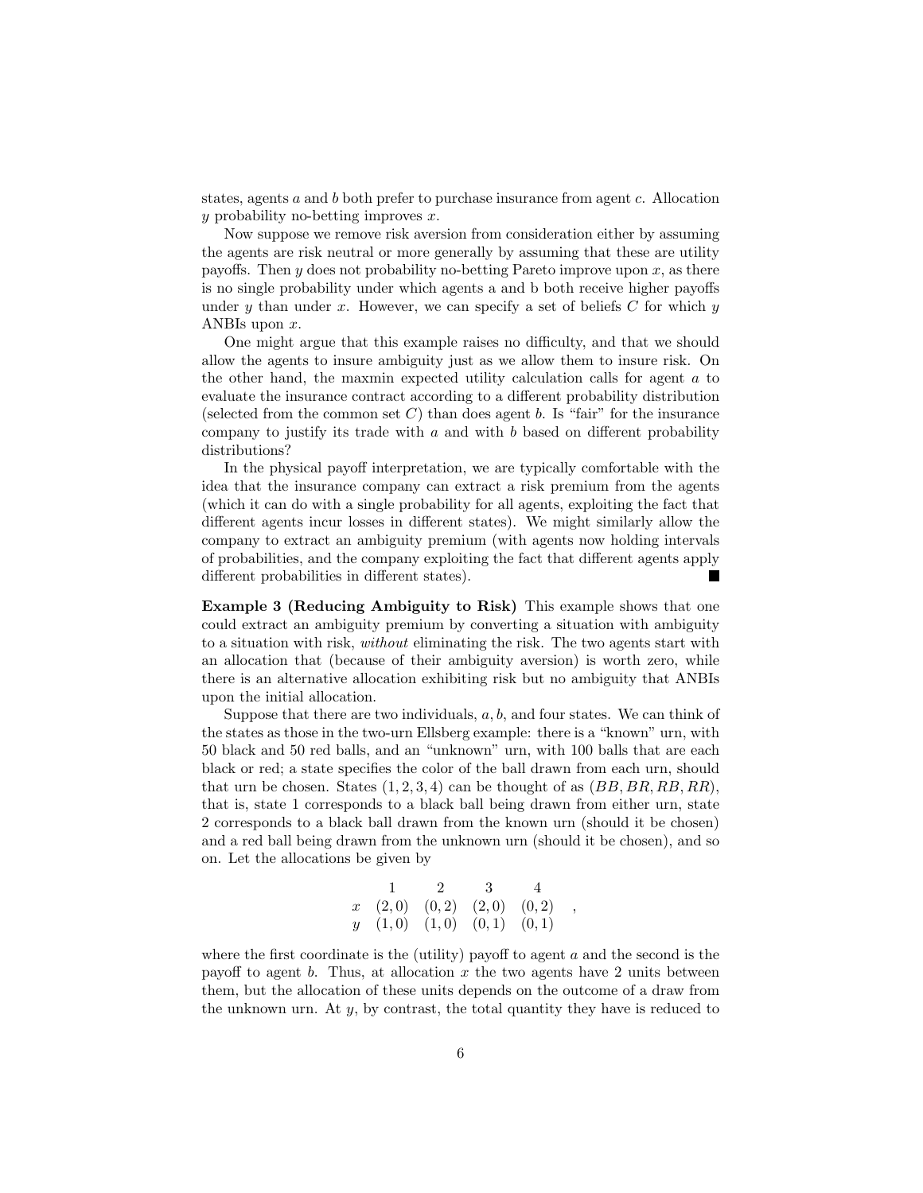states, agents $a$ and $b$ both prefer to purchase insurance from agent $c$. Allocation $y$ probability no-betting improves $x$.

Now suppose we remove risk aversion from consideration either by assuming the agents are risk neutral or more generally by assuming that these are utility payoffs. Then $y$ does not probability no-betting Pareto improve upon $x$, as there is no single probability under which agents a and b both receive higher payoffs under $y$ than under $x$. However, we can specify a set of beliefs $C$ for which $y$ ANBIs upon $x$.

One might argue that this example raises no difficulty, and that we should allow the agents to insure ambiguity just as we allow them to insure risk. On the other hand, the maxmin expected utility calculation calls for agent $a$ to evaluate the insurance contract according to a different probability distribution (selected from the common set $C$) than does agent $b$. Is "fair" for the insurance company to justify its trade with $a$ and with $b$ based on different probability distributions?

In the physical payoff interpretation, we are typically comfortable with the idea that the insurance company can extract a risk premium from the agents (which it can do with a single probability for all agents, exploiting the fact that different agents incur losses in different states). We might similarly allow the company to extract an ambiguity premium (with agents now holding intervals of probabilities, and the company exploiting the fact that different agents apply different probabilities in different states). ■

**Example 3 (Reducing Ambiguity to Risk)** This example shows that one could extract an ambiguity premium by converting a situation with ambiguity to a situation with risk, *without* eliminating the risk. The two agents start with an allocation that (because of their ambiguity aversion) is worth zero, while there is an alternative allocation exhibiting risk but no ambiguity that ANBIs upon the initial allocation.

Suppose that there are two individuals, $a, b$, and four states. We can think of the states as those in the two-urn Ellsberg example: there is a "known" urn, with 50 black and 50 red balls, and an "unknown" urn, with 100 balls that are each black or red; a state specifies the color of the ball drawn from each urn, should that urn be chosen. States $(1, 2, 3, 4)$ can be thought of as $(BB, BR, RB, RR)$, that is, state 1 corresponds to a black ball being drawn from either urn, state 2 corresponds to a black ball drawn from the known urn (should it be chosen) and a red ball being drawn from the unknown urn (should it be chosen), and so on. Let the allocations be given by

$$
\begin{array}{ccccc}
 & 1 & 2 & 3 & 4 \\
x & (2,0) & (0,2) & (2,0) & (0,2) \\
y & (1,0) & (1,0) & (0,1) & (0,1)
\end{array} ,
$$

where the first coordinate is the (utility) payoff to agent $a$ and the second is the payoff to agent $b$. Thus, at allocation $x$ the two agents have 2 units between them, but the allocation of these units depends on the outcome of a draw from the unknown urn. At $y$, by contrast, the total quantity they have is reduced to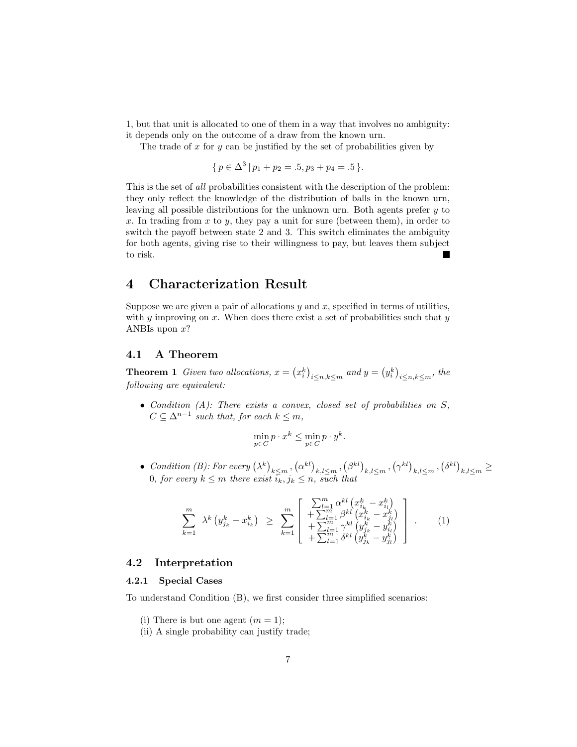1, but that unit is allocated to one of them in a way that involves no ambiguity: it depends only on the outcome of a draw from the known urn.

The trade of $x$ for $y$ can be justified by the set of probabilities given by

$$\{ p \in \Delta^3 \,|\, p_1 + p_2 = .5, p_3 + p_4 = .5 \}.$$

This is the set of *all* probabilities consistent with the description of the problem: they only reflect the knowledge of the distribution of balls in the known urn, leaving all possible distributions for the unknown urn. Both agents prefer $y$ to $x$. In trading from $x$ to $y$, they pay a unit for sure (between them), in order to switch the payoff between state 2 and 3. This switch eliminates the ambiguity for both agents, giving rise to their willingness to pay, but leaves them subject to risk. ■

# 4 Characterization Result

Suppose we are given a pair of allocations $y$ and $x$, specified in terms of utilities, with $y$ improving on $x$. When does there exist a set of probabilities such that $y$ ANBIs upon $x$?

## 4.1 A Theorem

**Theorem 1** *Given two allocations, $x = \left(x_i^k\right)_{i \le n, k \le m}$ and $y = \left(y_i^k\right)_{i \le n, k \le m}$, the following are equivalent:*

- *Condition (A): There exists a convex, closed set of probabilities on $S$, $C \subseteq \Delta^{n-1}$ such that, for each $k \le m$,*

$$\min_{p \in C} p \cdot x^k \le \min_{p \in C} p \cdot y^k.$$

- *Condition (B): For every $\left(\lambda^k\right)_{k \le m}, \left(\alpha^{kl}\right)_{k,l \le m}, \left(\beta^{kl}\right)_{k,l \le m}, \left(\gamma^{kl}\right)_{k,l \le m}, \left(\delta^{kl}\right)_{k,l \le m} \ge 0$, for every $k \le m$ there exist $i_k, j_k \le n$, such that*

$$\sum_{k=1}^{m} \lambda^k \left(y_{j_k}^k - x_{i_k}^k\right) \;\ge\; \sum_{k=1}^{m} \left[ \begin{array}{c} \sum_{l=1}^{m} \alpha^{kl} \left(x_{i_k}^k - x_{i_l}^k\right) \\ + \sum_{l=1}^{m} \beta^{kl} \left(x_{i_k}^k - x_{j_l}^k\right) \\ + \sum_{l=1}^{m} \gamma^{kl} \left(y_{j_k}^k - y_{i_l}^k\right) \\ + \sum_{l=1}^{m} \delta^{kl} \left(y_{j_k}^k - y_{j_l}^k\right) \end{array} \right]. \quad (1)$$

## 4.2 Interpretation

### 4.2.1 Special Cases

To understand Condition (B), we first consider three simplified scenarios:

(i) There is but one agent ($m = 1$);
(ii) A single probability can justify trade;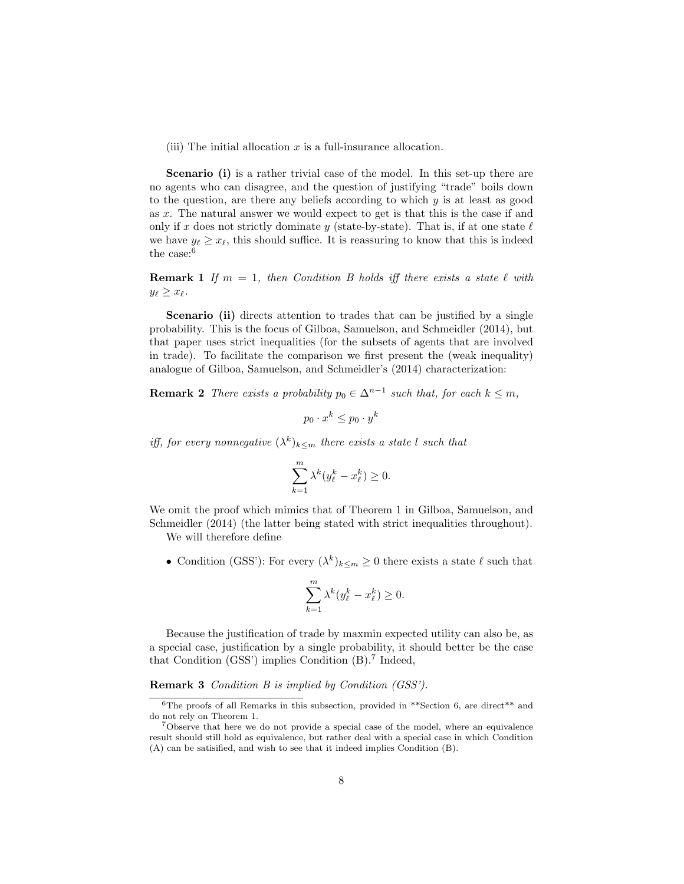(iii) The initial allocation $x$ is a full-insurance allocation.

**Scenario (i)** is a rather trivial case of the model. In this set-up there are no agents who can disagree, and the question of justifying "trade" boils down to the question, are there any beliefs according to which $y$ is at least as good as $x$. The natural answer we would expect to get is that this is the case if and only if $x$ does not strictly dominate $y$ (state-by-state). That is, if at one state $\ell$ we have $y_\ell \geq x_\ell$, this should suffice. It is reassuring to know that this is indeed the case:[6]

**Remark 1** *If $m = 1$, then Condition B holds iff there exists a state $\ell$ with $y_\ell \geq x_\ell$.*

**Scenario (ii)** directs attention to trades that can be justified by a single probability. This is the focus of Gilboa, Samuelson, and Schmeidler (2014), but that paper uses strict inequalities (for the subsets of agents that are involved in trade). To facilitate the comparison we first present the (weak inequality) analogue of Gilboa, Samuelson, and Schmeidler's (2014) characterization:

**Remark 2** *There exists a probability $p_0 \in \Delta^{n-1}$ such that, for each $k \leq m$,*

$$p_0 \cdot x^k \leq p_0 \cdot y^k$$

*iff, for every nonnegative $(\lambda^k)_{k \leq m}$ there exists a state $l$ such that*

$$\sum_{k=1}^{m} \lambda^k (y_\ell^k - x_\ell^k) \geq 0.$$

We omit the proof which mimics that of Theorem 1 in Gilboa, Samuelson, and Schmeidler (2014) (the latter being stated with strict inequalities throughout).

We will therefore define

- Condition (GSS'): For every $(\lambda^k)_{k \leq m} \geq 0$ there exists a state $\ell$ such that

$$\sum_{k=1}^{m} \lambda^k (y_\ell^k - x_\ell^k) \geq 0.$$

Because the justification of trade by maxmin expected utility can also be, as a special case, justification by a single probability, it should better be the case that Condition (GSS') implies Condition (B).[7] Indeed,

**Remark 3** *Condition B is implied by Condition (GSS').*

---

[6] The proofs of all Remarks in this subsection, provided in **Section 6, are direct** and do not rely on Theorem 1.

[7] Observe that here we do not provide a special case of the model, where an equivalence result should still hold as equivalence, but rather deal with a special case in which Condition (A) can be satisified, and wish to see that it indeed implies Condition (B).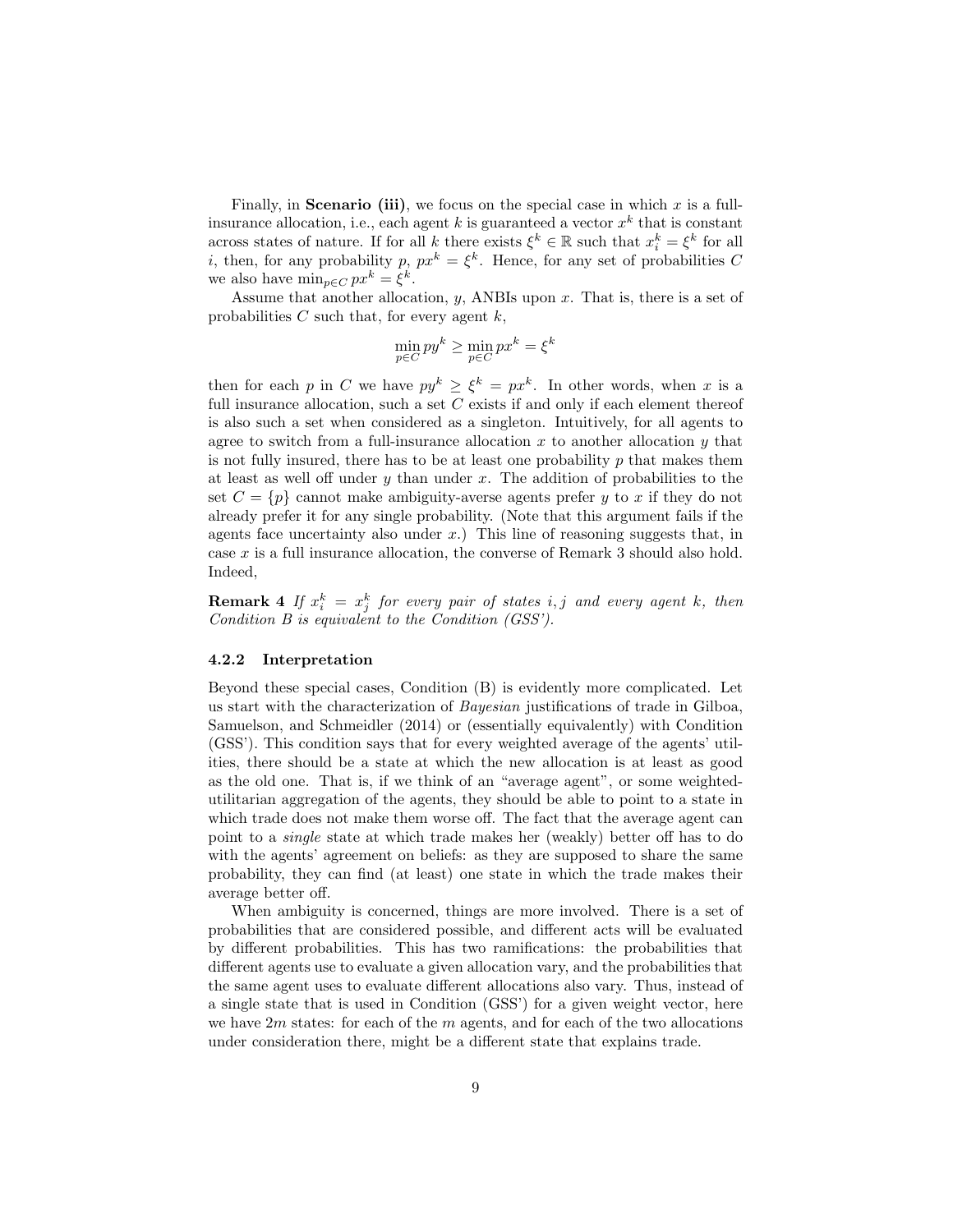Finally, in **Scenario (iii)**, we focus on the special case in which $x$ is a full-insurance allocation, i.e., each agent $k$ is guaranteed a vector $x^k$ that is constant across states of nature. If for all $k$ there exists $\xi^k \in \mathbb{R}$ such that $x_i^k = \xi^k$ for all $i$, then, for any probability $p$, $px^k = \xi^k$. Hence, for any set of probabilities $C$ we also have $\min_{p \in C} px^k = \xi^k$.

Assume that another allocation, $y$, ANBIs upon $x$. That is, there is a set of probabilities $C$ such that, for every agent $k$,

$$\min_{p \in C} py^k \geq \min_{p \in C} px^k = \xi^k$$

then for each $p$ in $C$ we have $py^k \geq \xi^k = px^k$. In other words, when $x$ is a full insurance allocation, such a set $C$ exists if and only if each element thereof is also such a set when considered as a singleton. Intuitively, for all agents to agree to switch from a full-insurance allocation $x$ to another allocation $y$ that is not fully insured, there has to be at least one probability $p$ that makes them at least as well off under $y$ than under $x$. The addition of probabilities to the set $C = \{p\}$ cannot make ambiguity-averse agents prefer $y$ to $x$ if they do not already prefer it for any single probability. (Note that this argument fails if the agents face uncertainty also under $x$.) This line of reasoning suggests that, in case $x$ is a full insurance allocation, the converse of Remark 3 should also hold. Indeed,

**Remark 4** *If $x_i^k = x_j^k$ for every pair of states $i, j$ and every agent $k$, then Condition B is equivalent to the Condition (GSS').*

### 4.2.2 Interpretation

Beyond these special cases, Condition (B) is evidently more complicated. Let us start with the characterization of *Bayesian* justifications of trade in Gilboa, Samuelson, and Schmeidler (2014) or (essentially equivalently) with Condition (GSS'). This condition says that for every weighted average of the agents' utilities, there should be a state at which the new allocation is at least as good as the old one. That is, if we think of an "average agent", or some weighted-utilitarian aggregation of the agents, they should be able to point to a state in which trade does not make them worse off. The fact that the average agent can point to a *single* state at which trade makes her (weakly) better off has to do with the agents' agreement on beliefs: as they are supposed to share the same probability, they can find (at least) one state in which the trade makes their average better off.

When ambiguity is concerned, things are more involved. There is a set of probabilities that are considered possible, and different acts will be evaluated by different probabilities. This has two ramifications: the probabilities that different agents use to evaluate a given allocation vary, and the probabilities that the same agent uses to evaluate different allocations also vary. Thus, instead of a single state that is used in Condition (GSS') for a given weight vector, here we have $2m$ states: for each of the $m$ agents, and for each of the two allocations under consideration there, might be a different state that explains trade.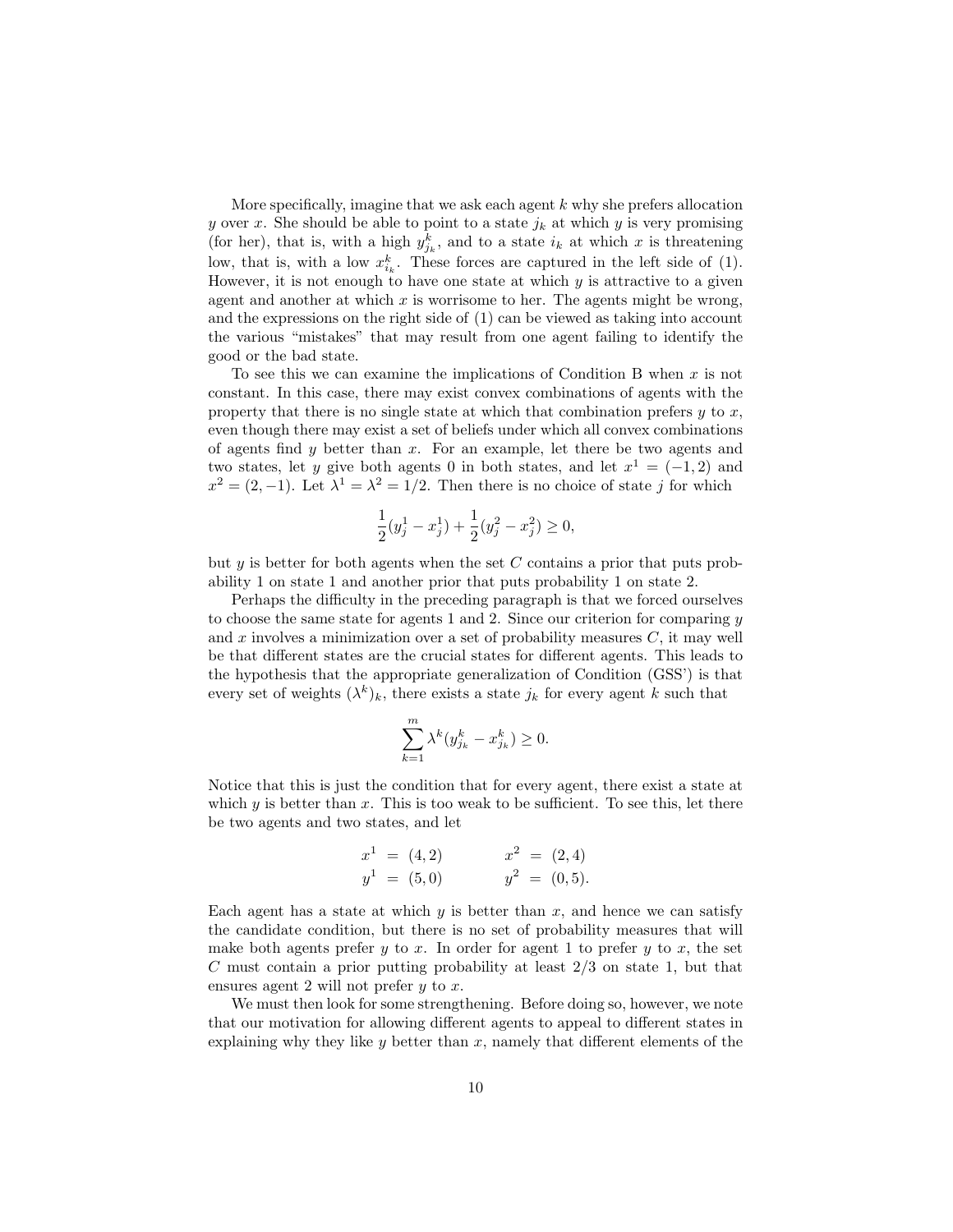More specifically, imagine that we ask each agent $k$ why she prefers allocation $y$ over $x$. She should be able to point to a state $j_k$ at which $y$ is very promising (for her), that is, with a high $y^k_{j_k}$, and to a state $i_k$ at which $x$ is threatening low, that is, with a low $x^k_{i_k}$. These forces are captured in the left side of (1). However, it is not enough to have one state at which $y$ is attractive to a given agent and another at which $x$ is worrisome to her. The agents might be wrong, and the expressions on the right side of (1) can be viewed as taking into account the various "mistakes" that may result from one agent failing to identify the good or the bad state.

To see this we can examine the implications of Condition B when $x$ is not constant. In this case, there may exist convex combinations of agents with the property that there is no single state at which that combination prefers $y$ to $x$, even though there may exist a set of beliefs under which all convex combinations of agents find $y$ better than $x$. For an example, let there be two agents and two states, let $y$ give both agents 0 in both states, and let $x^1 = (-1, 2)$ and $x^2 = (2, -1)$. Let $\lambda^1 = \lambda^2 = 1/2$. Then there is no choice of state $j$ for which

$$\frac{1}{2}(y^1_j - x^1_j) + \frac{1}{2}(y^2_j - x^2_j) \geq 0,$$

but $y$ is better for both agents when the set $C$ contains a prior that puts probability 1 on state 1 and another prior that puts probability 1 on state 2.

Perhaps the difficulty in the preceding paragraph is that we forced ourselves to choose the same state for agents 1 and 2. Since our criterion for comparing $y$ and $x$ involves a minimization over a set of probability measures $C$, it may well be that different states are the crucial states for different agents. This leads to the hypothesis that the appropriate generalization of Condition (GSS') is that every set of weights $(\lambda^k)_k$, there exists a state $j_k$ for every agent $k$ such that

$$\sum_{k=1}^{m} \lambda^k (y^k_{j_k} - x^k_{j_k}) \geq 0.$$

Notice that this is just the condition that for every agent, there exist a state at which $y$ is better than $x$. This is too weak to be sufficient. To see this, let there be two agents and two states, and let

$$\begin{aligned} x^1 &= (4, 2) & \qquad x^2 &= (2, 4) \\ y^1 &= (5, 0) & \qquad y^2 &= (0, 5). \end{aligned}$$

Each agent has a state at which $y$ is better than $x$, and hence we can satisfy the candidate condition, but there is no set of probability measures that will make both agents prefer $y$ to $x$. In order for agent 1 to prefer $y$ to $x$, the set $C$ must contain a prior putting probability at least 2/3 on state 1, but that ensures agent 2 will not prefer $y$ to $x$.

We must then look for some strengthening. Before doing so, however, we note that our motivation for allowing different agents to appeal to different states in explaining why they like $y$ better than $x$, namely that different elements of the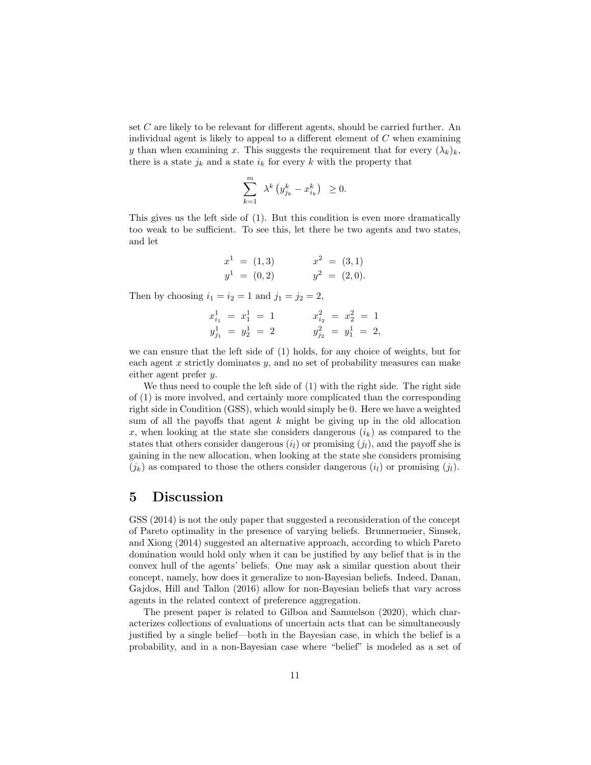set $C$ are likely to be relevant for different agents, should be carried further. An individual agent is likely to appeal to a different element of $C$ when examining $y$ than when examining $x$. This suggests the requirement that for every $(\lambda_k)_k$, there is a state $j_k$ and a state $i_k$ for every $k$ with the property that

$$\sum_{k=1}^{m} \lambda^k \left( y^k_{j_k} - x^k_{i_k} \right) \geq 0.$$

This gives us the left side of (1). But this condition is even more dramatically too weak to be sufficient. To see this, let there be two agents and two states, and let

$$\begin{aligned} x^1 &= (1,3) \qquad & x^2 &= (3,1) \\ y^1 &= (0,2) \qquad & y^2 &= (2,0). \end{aligned}$$

Then by choosing $i_1 = i_2 = 1$ and $j_1 = j_2 = 2$,

$$\begin{aligned} x^1_{i_1} &= x^1_1 = 1 \qquad & x^2_{i_2} &= x^2_2 = 1 \\ y^1_{j_1} &= y^1_2 = 2 \qquad & y^2_{j_2} &= y^1_1 = 2, \end{aligned}$$

we can ensure that the left side of (1) holds, for any choice of weights, but for each agent $x$ strictly dominates $y$, and no set of probability measures can make either agent prefer $y$.

We thus need to couple the left side of (1) with the right side. The right side of (1) is more involved, and certainly more complicated than the corresponding right side in Condition (GSS), which would simply be 0. Here we have a weighted sum of all the payoffs that agent $k$ might be giving up in the old allocation $x$, when looking at the state she considers dangerous ($i_k$) as compared to the states that others consider dangerous ($i_l$) or promising ($j_l$), and the payoff she is gaining in the new allocation, when looking at the state she considers promising ($j_k$) as compared to those the others consider dangerous ($i_l$) or promising ($j_l$).

# 5 Discussion

GSS (2014) is not the only paper that suggested a reconsideration of the concept of Pareto optimality in the presence of varying beliefs. Brunnermeier, Simsek, and Xiong (2014) suggested an alternative approach, according to which Pareto domination would hold only when it can be justified by any belief that is in the convex hull of the agents' beliefs. One may ask a similar question about their concept, namely, how does it generalize to non-Bayesian beliefs. Indeed, Danan, Gajdos, Hill and Tallon (2016) allow for non-Bayesian beliefs that vary across agents in the related context of preference aggregation.

The present paper is related to Gilboa and Samuelson (2020), which characterizes collections of evaluations of uncertain acts that can be simultaneously justified by a single belief—both in the Bayesian case, in which the belief is a probability, and in a non-Bayesian case where "belief" is modeled as a set of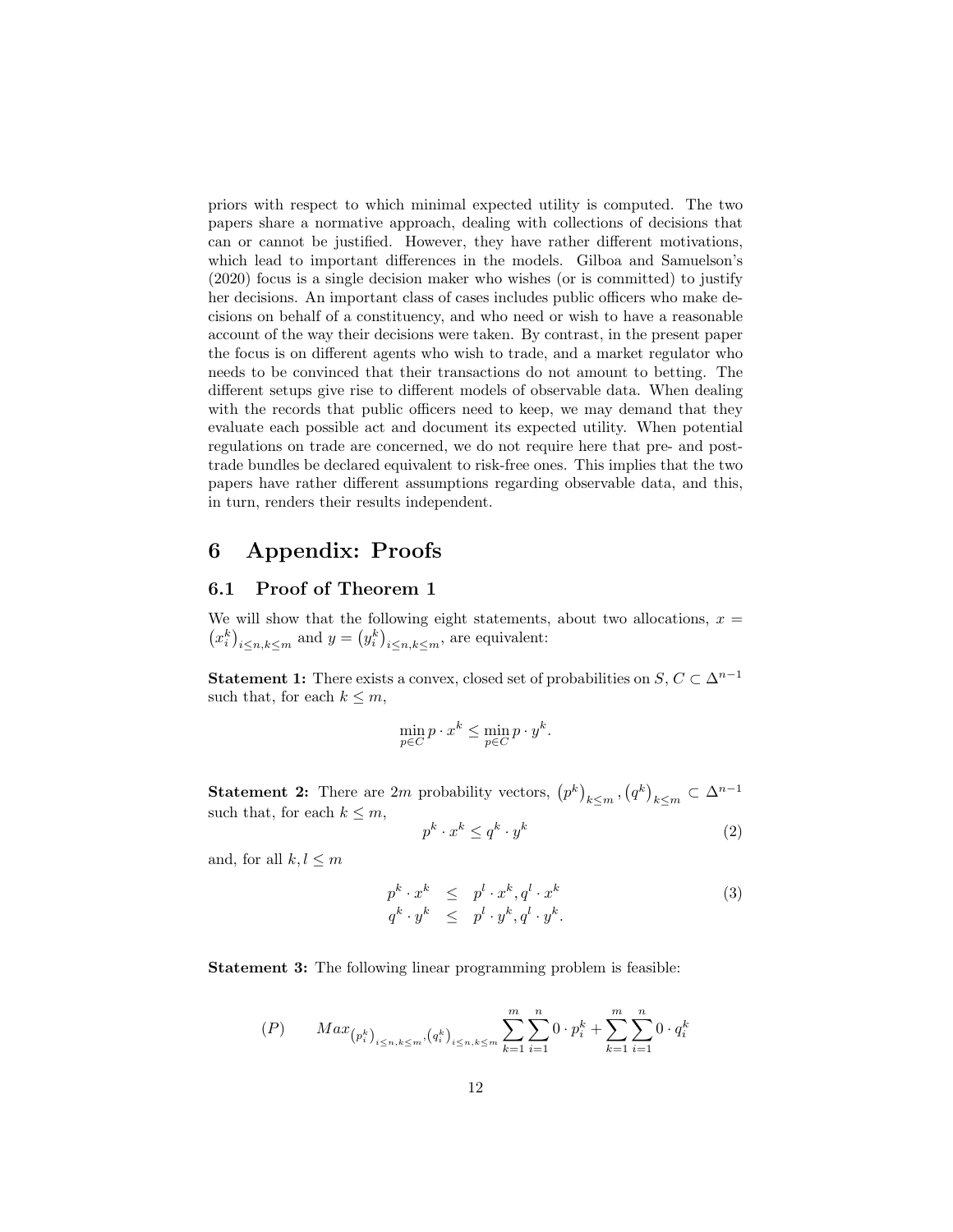priors with respect to which minimal expected utility is computed. The two papers share a normative approach, dealing with collections of decisions that can or cannot be justified. However, they have rather different motivations, which lead to important differences in the models. Gilboa and Samuelson's (2020) focus is a single decision maker who wishes (or is committed) to justify her decisions. An important class of cases includes public officers who make decisions on behalf of a constituency, and who need or wish to have a reasonable account of the way their decisions were taken. By contrast, in the present paper the focus is on different agents who wish to trade, and a market regulator who needs to be convinced that their transactions do not amount to betting. The different setups give rise to different models of observable data. When dealing with the records that public officers need to keep, we may demand that they evaluate each possible act and document its expected utility. When potential regulations on trade are concerned, we do not require here that pre- and post-trade bundles be declared equivalent to risk-free ones. This implies that the two papers have rather different assumptions regarding observable data, and this, in turn, renders their results independent.

# 6 Appendix: Proofs

## 6.1 Proof of Theorem 1

We will show that the following eight statements, about two allocations, $x = \left(x_i^k\right)_{i\leq n, k\leq m}$ and $y = \left(y_i^k\right)_{i\leq n, k\leq m}$, are equivalent:

**Statement 1:** There exists a convex, closed set of probabilities on $S$, $C \subset \Delta^{n-1}$ such that, for each $k \leq m$,

$$\min_{p\in C} p \cdot x^k \leq \min_{p\in C} p \cdot y^k.$$

**Statement 2:** There are $2m$ probability vectors, $\left(p^k\right)_{k\leq m}, \left(q^k\right)_{k\leq m} \subset \Delta^{n-1}$ such that, for each $k \leq m$,

$$p^k \cdot x^k \leq q^k \cdot y^k \tag{2}$$

and, for all $k, l \leq m$

$$\begin{array}{rcl} p^k \cdot x^k & \leq & p^l \cdot x^k, q^l \cdot x^k \\ q^k \cdot y^k & \leq & p^l \cdot y^k, q^l \cdot y^k. \end{array} \tag{3}$$

**Statement 3:** The following linear programming problem is feasible:

$$(P) \qquad Max_{\left(p_i^k\right)_{i\leq n, k\leq m}, \left(q_i^k\right)_{i\leq n, k\leq m}} \sum_{k=1}^{m}\sum_{i=1}^{n} 0 \cdot p_i^k + \sum_{k=1}^{m}\sum_{i=1}^{n} 0 \cdot q_i^k$$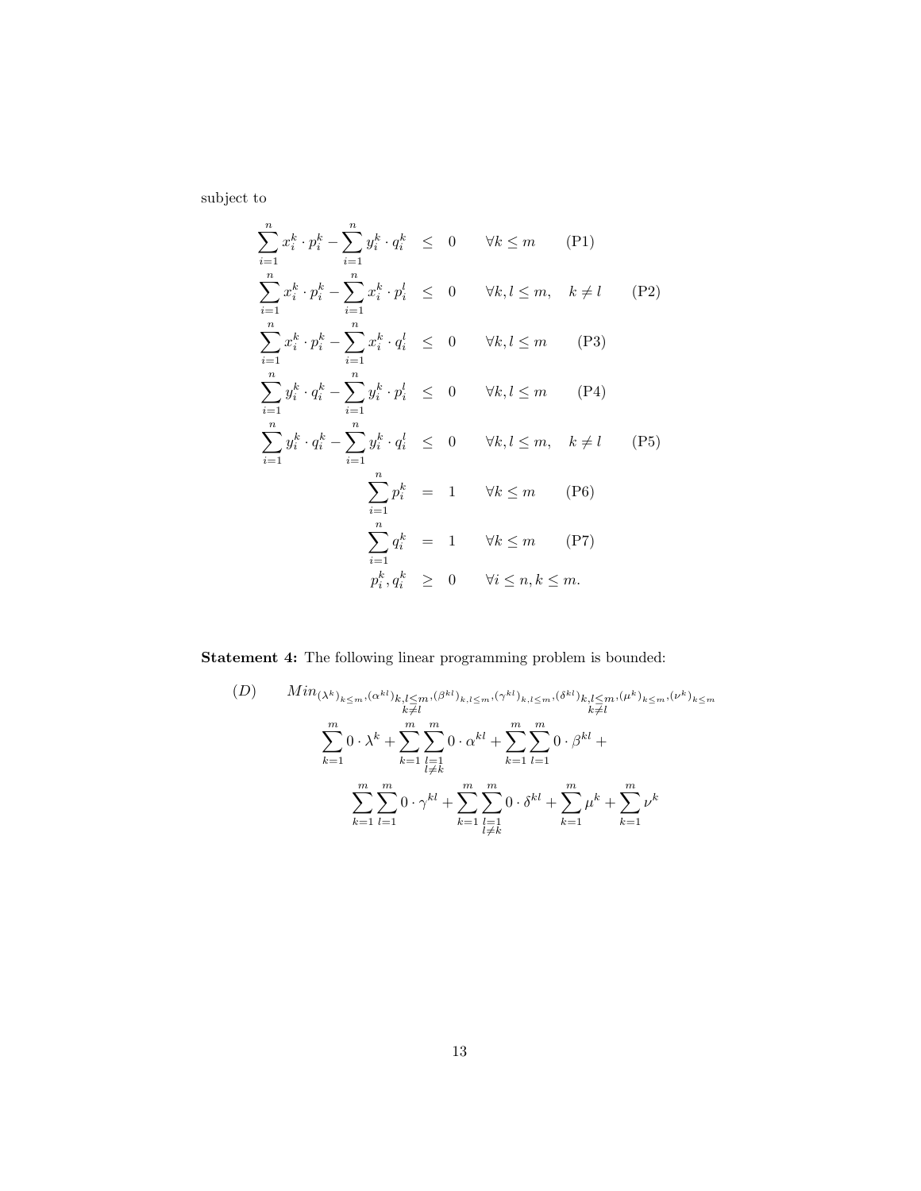subject to

$$
\begin{array}{rcll}
\sum_{i=1}^{n} x_i^k \cdot p_i^k - \sum_{i=1}^{n} y_i^k \cdot q_i^k & \leq & 0 & \forall k \leq m \qquad \text{(P1)} \\
\sum_{i=1}^{n} x_i^k \cdot p_i^k - \sum_{i=1}^{n} x_i^k \cdot p_i^l & \leq & 0 & \forall k, l \leq m, \quad k \neq l \qquad \text{(P2)} \\
\sum_{i=1}^{n} x_i^k \cdot p_i^k - \sum_{i=1}^{n} x_i^k \cdot q_i^l & \leq & 0 & \forall k, l \leq m \qquad \text{(P3)} \\
\sum_{i=1}^{n} y_i^k \cdot q_i^k - \sum_{i=1}^{n} y_i^k \cdot p_i^l & \leq & 0 & \forall k, l \leq m \qquad \text{(P4)} \\
\sum_{i=1}^{n} y_i^k \cdot q_i^k - \sum_{i=1}^{n} y_i^k \cdot q_i^l & \leq & 0 & \forall k, l \leq m, \quad k \neq l \qquad \text{(P5)} \\
\sum_{i=1}^{n} p_i^k & = & 1 & \forall k \leq m \qquad \text{(P6)} \\
\sum_{i=1}^{n} q_i^k & = & 1 & \forall k \leq m \qquad \text{(P7)} \\
p_i^k, q_i^k & \geq & 0 & \forall i \leq n, k \leq m.
\end{array}
$$

**Statement 4:** The following linear programming problem is bounded:

$$
(D) \qquad Min_{(\lambda^k)_{k \leq m}, (\alpha^{kl})_{\substack{k,l \leq m \\ k \neq l}}, (\beta^{kl})_{k,l \leq m}, (\gamma^{kl})_{k,l \leq m}, (\delta^{kl})_{\substack{k,l \leq m \\ k \neq l}}, (\mu^k)_{k \leq m}, (\nu^k)_{k \leq m}}
$$

$$
\sum_{k=1}^{m} 0 \cdot \lambda^k + \sum_{k=1}^{m} \sum_{\substack{l=1 \\ l \neq k}}^{m} 0 \cdot \alpha^{kl} + \sum_{k=1}^{m} \sum_{l=1}^{m} 0 \cdot \beta^{kl} +
$$

$$
\sum_{k=1}^{m} \sum_{l=1}^{m} 0 \cdot \gamma^{kl} + \sum_{k=1}^{m} \sum_{\substack{l=1 \\ l \neq k}}^{m} 0 \cdot \delta^{kl} + \sum_{k=1}^{m} \mu^k + \sum_{k=1}^{m} \nu^k
$$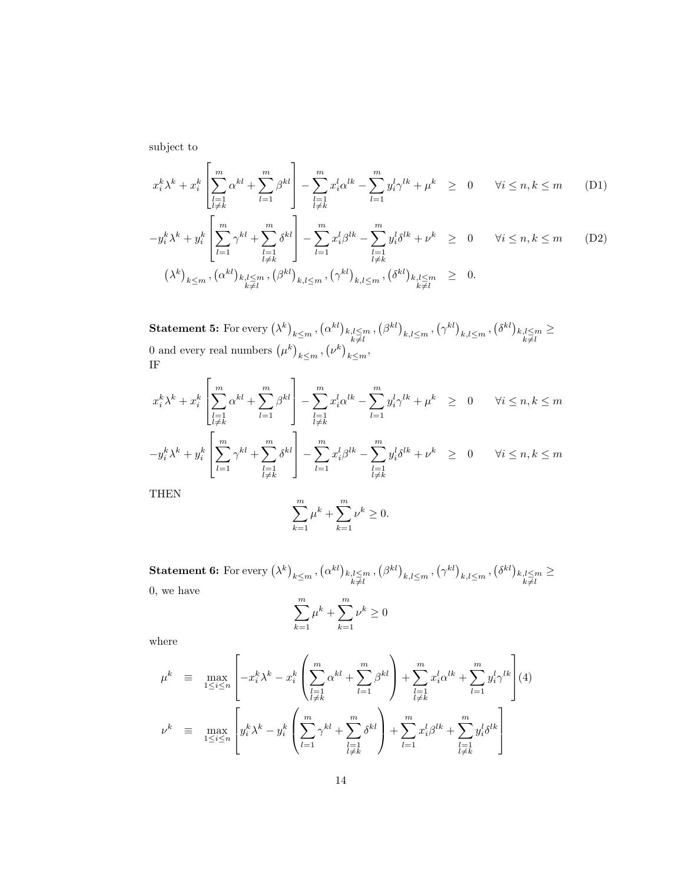subject to

$$
\begin{aligned}
x_i^k \lambda^k + x_i^k \left[ \sum_{\substack{l=1 \\ l \neq k}}^{m} \alpha^{kl} + \sum_{l=1}^{m} \beta^{kl} \right] - \sum_{\substack{l=1 \\ l \neq k}}^{m} x_i^l \alpha^{lk} - \sum_{l=1}^{m} y_i^l \gamma^{lk} + \mu^k &\geq 0 \qquad \forall i \leq n, k \leq m \qquad \text{(D1)} \\
-y_i^k \lambda^k + y_i^k \left[ \sum_{l=1}^{m} \gamma^{kl} + \sum_{\substack{l=1 \\ l \neq k}}^{m} \delta^{kl} \right] - \sum_{l=1}^{m} x_i^l \beta^{lk} - \sum_{\substack{l=1 \\ l \neq k}}^{m} y_i^l \delta^{lk} + \nu^k &\geq 0 \qquad \forall i \leq n, k \leq m \qquad \text{(D2)} \\
\left(\lambda^k\right)_{k \leq m}, \left(\alpha^{kl}\right)_{\substack{k,l \leq m \\ k \neq l}}, \left(\beta^{kl}\right)_{k,l \leq m}, \left(\gamma^{kl}\right)_{k,l \leq m}, \left(\delta^{kl}\right)_{\substack{k,l \leq m \\ k \neq l}} &\geq 0.
\end{aligned}
$$

**Statement 5:** For every $\left(\lambda^k\right)_{k \leq m}, \left(\alpha^{kl}\right)_{\substack{k,l \leq m \\ k \neq l}}, \left(\beta^{kl}\right)_{k,l \leq m}, \left(\gamma^{kl}\right)_{k,l \leq m}, \left(\delta^{kl}\right)_{\substack{k,l \leq m \\ k \neq l}} \geq 0$ and every real numbers $\left(\mu^k\right)_{k \leq m}, \left(\nu^k\right)_{k \leq m}$,
IF

$$
\begin{aligned}
x_i^k \lambda^k + x_i^k \left[ \sum_{\substack{l=1 \\ l \neq k}}^{m} \alpha^{kl} + \sum_{l=1}^{m} \beta^{kl} \right] - \sum_{\substack{l=1 \\ l \neq k}}^{m} x_i^l \alpha^{lk} - \sum_{l=1}^{m} y_i^l \gamma^{lk} + \mu^k &\geq 0 \qquad \forall i \leq n, k \leq m \\
-y_i^k \lambda^k + y_i^k \left[ \sum_{l=1}^{m} \gamma^{kl} + \sum_{\substack{l=1 \\ l \neq k}}^{m} \delta^{kl} \right] - \sum_{l=1}^{m} x_i^l \beta^{lk} - \sum_{\substack{l=1 \\ l \neq k}}^{m} y_i^l \delta^{lk} + \nu^k &\geq 0 \qquad \forall i \leq n, k \leq m
\end{aligned}
$$

THEN

$$
\sum_{k=1}^{m} \mu^k + \sum_{k=1}^{m} \nu^k \geq 0.
$$

**Statement 6:** For every $\left(\lambda^k\right)_{k \leq m}, \left(\alpha^{kl}\right)_{\substack{k,l \leq m \\ k \neq l}}, \left(\beta^{kl}\right)_{k,l \leq m}, \left(\gamma^{kl}\right)_{k,l \leq m}, \left(\delta^{kl}\right)_{\substack{k,l \leq m \\ k \neq l}} \geq 0$, we have

$$
\sum_{k=1}^{m} \mu^k + \sum_{k=1}^{m} \nu^k \geq 0
$$

where

$$
\begin{aligned}
\mu^k &\equiv \max_{1 \leq i \leq n} \left[ -x_i^k \lambda^k - x_i^k \left( \sum_{\substack{l=1 \\ l \neq k}}^{m} \alpha^{kl} + \sum_{l=1}^{m} \beta^{kl} \right) + \sum_{\substack{l=1 \\ l \neq k}}^{m} x_i^l \alpha^{lk} + \sum_{l=1}^{m} y_i^l \gamma^{lk} \right] \quad (4) \\
\nu^k &\equiv \max_{1 \leq i \leq n} \left[ y_i^k \lambda^k - y_i^k \left( \sum_{l=1}^{m} \gamma^{kl} + \sum_{\substack{l=1 \\ l \neq k}}^{m} \delta^{kl} \right) + \sum_{l=1}^{m} x_i^l \beta^{lk} + \sum_{\substack{l=1 \\ l \neq k}}^{m} y_i^l \delta^{lk} \right]
\end{aligned}
$$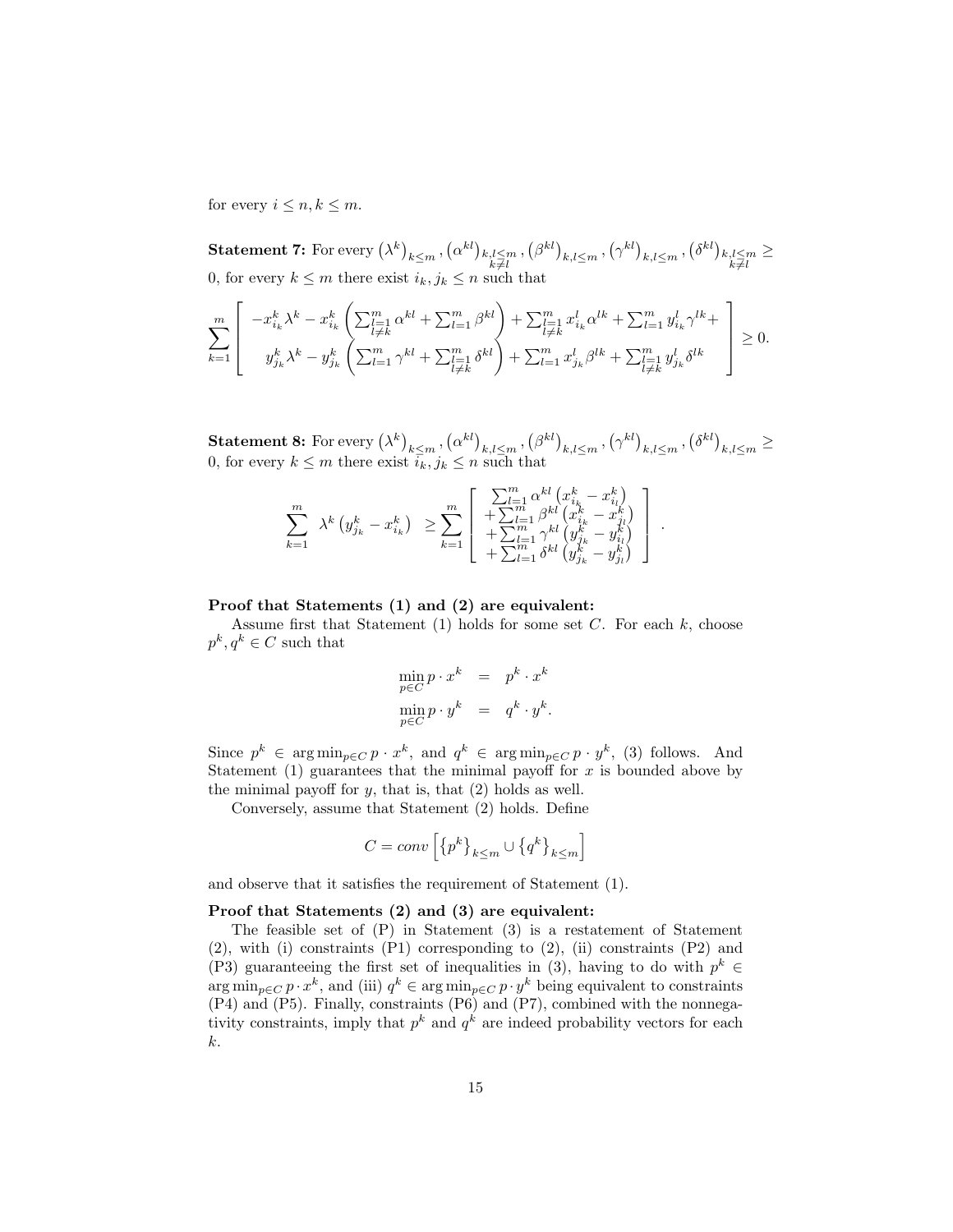for every $i \leq n, k \leq m$.

**Statement 7:** For every $\left(\lambda^k\right)_{k\leq m}, \left(\alpha^{kl}\right)_{\substack{k,l\leq m \\ k\neq l}}, \left(\beta^{kl}\right)_{k,l\leq m}, \left(\gamma^{kl}\right)_{k,l\leq m}, \left(\delta^{kl}\right)_{\substack{k,l\leq m \\ k\neq l}} \geq 0$, for every $k \leq m$ there exist $i_k, j_k \leq n$ such that

$$\sum_{k=1}^{m} \left[ \begin{array}{c} -x_{i_k}^k \lambda^k - x_{i_k}^k \left( \sum_{\substack{l=1 \\ l\neq k}}^m \alpha^{kl} + \sum_{l=1}^m \beta^{kl} \right) + \sum_{\substack{l=1 \\ l\neq k}}^m x_{i_k}^l \alpha^{lk} + \sum_{l=1}^m y_{i_k}^l \gamma^{lk} + \\ y_{j_k}^k \lambda^k - y_{j_k}^k \left( \sum_{l=1}^m \gamma^{kl} + \sum_{\substack{l=1 \\ l\neq k}}^m \delta^{kl} \right) + \sum_{l=1}^m x_{j_k}^l \beta^{lk} + \sum_{\substack{l=1 \\ l\neq k}}^m y_{j_k}^l \delta^{lk} \end{array} \right] \geq 0.$$

**Statement 8:** For every $\left(\lambda^k\right)_{k\leq m}, \left(\alpha^{kl}\right)_{k,l\leq m}, \left(\beta^{kl}\right)_{k,l\leq m}, \left(\gamma^{kl}\right)_{k,l\leq m}, \left(\delta^{kl}\right)_{k,l\leq m} \geq 0$, for every $k \leq m$ there exist $i_k, j_k \leq n$ such that

$$\sum_{k=1}^{m} \lambda^k \left( y_{j_k}^k - x_{i_k}^k \right) \geq \sum_{k=1}^{m} \left[ \begin{array}{c} \sum_{l=1}^m \alpha^{kl} \left( x_{i_k}^k - x_{i_l}^k \right) \\ + \sum_{l=1}^m \beta^{kl} \left( x_{i_k}^k - x_{j_l}^k \right) \\ + \sum_{l=1}^m \gamma^{kl} \left( y_{j_k}^k - y_{i_l}^k \right) \\ + \sum_{l=1}^m \delta^{kl} \left( y_{j_k}^k - y_{j_l}^k \right) \end{array} \right].$$

**Proof that Statements (1) and (2) are equivalent:**

Assume first that Statement (1) holds for some set $C$. For each $k$, choose $p^k, q^k \in C$ such that

$$\begin{aligned} \min_{p\in C} p \cdot x^k &= p^k \cdot x^k \\ \min_{p\in C} p \cdot y^k &= q^k \cdot y^k. \end{aligned}$$

Since $p^k \in \arg\min_{p\in C} p \cdot x^k$, and $q^k \in \arg\min_{p\in C} p \cdot y^k$, (3) follows. And Statement (1) guarantees that the minimal payoff for $x$ is bounded above by the minimal payoff for $y$, that is, that (2) holds as well.

Conversely, assume that Statement (2) holds. Define

$$C = conv \left[ \left\{p^k\right\}_{k\leq m} \cup \left\{q^k\right\}_{k\leq m} \right]$$

and observe that it satisfies the requirement of Statement (1).

**Proof that Statements (2) and (3) are equivalent:**

The feasible set of (P) in Statement (3) is a restatement of Statement (2), with (i) constraints (P1) corresponding to (2), (ii) constraints (P2) and (P3) guaranteeing the first set of inequalities in (3), having to do with $p^k \in \arg\min_{p\in C} p \cdot x^k$, and (iii) $q^k \in \arg\min_{p\in C} p \cdot y^k$ being equivalent to constraints (P4) and (P5). Finally, constraints (P6) and (P7), combined with the nonnegativity constraints, imply that $p^k$ and $q^k$ are indeed probability vectors for each $k$.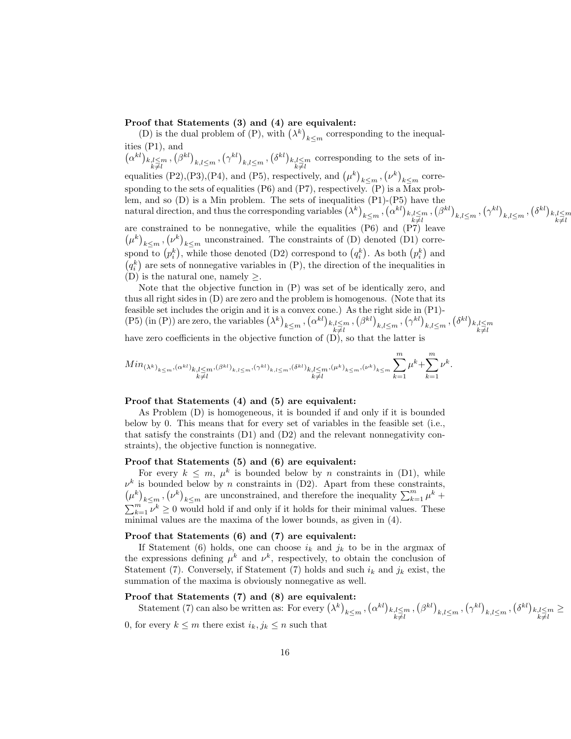**Proof that Statements (3) and (4) are equivalent:**

(D) is the dual problem of (P), with $\left(\lambda^k\right)_{k\leq m}$ corresponding to the inequalities (P1), and
$\left(\alpha^{kl}\right)_{\substack{k,l\leq m\\ k\neq l}}, \left(\beta^{kl}\right)_{k,l\leq m}, \left(\gamma^{kl}\right)_{k,l\leq m}, \left(\delta^{kl}\right)_{\substack{k,l\leq m\\ k\neq l}}$ corresponding to the sets of inequalities (P2),(P3),(P4), and (P5), respectively, and $\left(\mu^k\right)_{k\leq m}, \left(\nu^k\right)_{k\leq m}$ corresponding to the sets of equalities (P6) and (P7), respectively. (P) is a Max problem, and so (D) is a Min problem. The sets of inequalities (P1)-(P5) have the natural direction, and thus the corresponding variables $\left(\lambda^k\right)_{k\leq m}, \left(\alpha^{kl}\right)_{\substack{k,l\leq m\\ k\neq l}}, \left(\beta^{kl}\right)_{k,l\leq m}, \left(\gamma^{kl}\right)_{k,l\leq m}, \left(\delta^{kl}\right)_{\substack{k,l\leq m\\ k\neq l}}$ are constrained to be nonnegative, while the equalities (P6) and (P7) leave $\left(\mu^k\right)_{k\leq m}, \left(\nu^k\right)_{k\leq m}$ unconstrained. The constraints of (D) denoted (D1) correspond to $\left(p_i^k\right)$, while those denoted (D2) correspond to $\left(q_i^k\right)$. As both $\left(p_i^k\right)$ and $\left(q_i^k\right)$ are sets of nonnegative variables in (P), the direction of the inequalities in (D) is the natural one, namely $\geq$.

Note that the objective function in (P) was set of be identically zero, and thus all right sides in (D) are zero and the problem is homogenous. (Note that its feasible set includes the origin and it is a convex cone.) As the right side in (P1)-(P5) (in (P)) are zero, the variables $\left(\lambda^k\right)_{k\leq m}, \left(\alpha^{kl}\right)_{\substack{k,l\leq m\\ k\neq l}}, \left(\beta^{kl}\right)_{k,l\leq m}, \left(\gamma^{kl}\right)_{k,l\leq m}, \left(\delta^{kl}\right)_{\substack{k,l\leq m\\ k\neq l}}$ have zero coefficients in the objective function of (D), so that the latter is

$$Min_{\left(\lambda^k\right)_{k\leq m}, \left(\alpha^{kl}\right)_{\substack{k,l\leq m\\ k\neq l}}, \left(\beta^{kl}\right)_{k,l\leq m}, \left(\gamma^{kl}\right)_{k,l\leq m}, \left(\delta^{kl}\right)_{\substack{k,l\leq m\\ k\neq l}}, \left(\mu^k\right)_{k\leq m}, \left(\nu^k\right)_{k\leq m}} \sum_{k=1}^{m}\mu^k+\sum_{k=1}^{m}\nu^k.$$

**Proof that Statements (4) and (5) are equivalent:**

As Problem (D) is homogeneous, it is bounded if and only if it is bounded below by 0. This means that for every set of variables in the feasible set (i.e., that satisfy the constraints (D1) and (D2) and the relevant nonnegativity constraints), the objective function is nonnegative.

**Proof that Statements (5) and (6) are equivalent:**

For every $k \leq m$, $\mu^k$ is bounded below by $n$ constraints in (D1), while $\nu^k$ is bounded below by $n$ constraints in (D2). Apart from these constraints, $\left(\mu^k\right)_{k\leq m}, \left(\nu^k\right)_{k\leq m}$ are unconstrained, and therefore the inequality $\sum_{k=1}^{m}\mu^k + \sum_{k=1}^{m}\nu^k \geq 0$ would hold if and only if it holds for their minimal values. These minimal values are the maxima of the lower bounds, as given in (4).

**Proof that Statements (6) and (7) are equivalent:**

If Statement (6) holds, one can choose $i_k$ and $j_k$ to be in the argmax of the expressions defining $\mu^k$ and $\nu^k$, respectively, to obtain the conclusion of Statement (7). Conversely, if Statement (7) holds and such $i_k$ and $j_k$ exist, the summation of the maxima is obviously nonnegative as well.

**Proof that Statements (7) and (8) are equivalent:**

Statement (7) can also be written as: For every $\left(\lambda^k\right)_{k\leq m}, \left(\alpha^{kl}\right)_{\substack{k,l\leq m\\ k\neq l}}, \left(\beta^{kl}\right)_{k,l\leq m}, \left(\gamma^{kl}\right)_{k,l\leq m}, \left(\delta^{kl}\right)_{\substack{k,l\leq m\\ k\neq l}} \geq 0$, for every $k \leq m$ there exist $i_k, j_k \leq n$ such that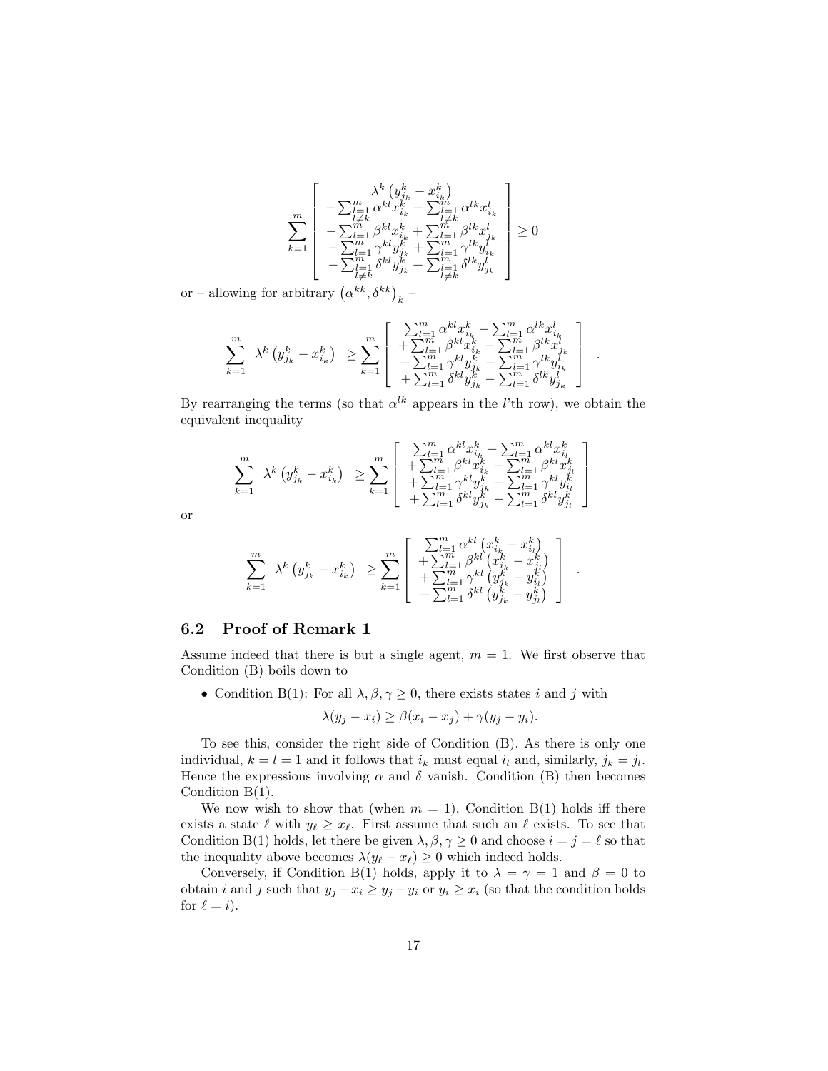$$\sum_{k=1}^{m}\left[\begin{array}{c}\lambda^{k}\left(y_{j_k}^{k}-x_{i_k}^{k}\right)\\ -\sum_{\substack{l=1\\ l\neq k}}^{m}\alpha^{kl}x_{i_k}^{k}+\sum_{\substack{l=1\\ l\neq k}}^{m}\alpha^{lk}x_{i_k}^{l}\\ -\sum_{l=1}^{m}\beta^{kl}x_{i_k}^{k}+\sum_{l=1}^{m}\beta^{lk}x_{j_k}^{l}\\ -\sum_{l=1}^{m}\gamma^{kl}y_{j_k}^{k}+\sum_{l=1}^{m}\gamma^{lk}y_{i_k}^{l}\\ -\sum_{\substack{l=1\\ l\neq k}}^{m}\delta^{kl}y_{j_k}^{k}+\sum_{\substack{l=1\\ l\neq k}}^{m}\delta^{lk}y_{j_k}^{l}\end{array}\right]\geq 0$$

or – allowing for arbitrary $\left(\alpha^{kk},\delta^{kk}\right)_k$ –

$$\sum_{k=1}^{m}\ \lambda^{k}\left(y_{j_k}^{k}-x_{i_k}^{k}\right)\ \geq\sum_{k=1}^{m}\left[\begin{array}{c}\sum_{l=1}^{m}\alpha^{kl}x_{i_k}^{k}-\sum_{l=1}^{m}\alpha^{lk}x_{i_k}^{l}\\ +\sum_{l=1}^{m}\beta^{kl}x_{i_k}^{k}-\sum_{l=1}^{m}\beta^{lk}x_{j_k}^{l}\\ +\sum_{l=1}^{m}\gamma^{kl}y_{j_k}^{k}-\sum_{l=1}^{m}\gamma^{lk}y_{i_k}^{l}\\ +\sum_{l=1}^{m}\delta^{kl}y_{j_k}^{k}-\sum_{l=1}^{m}\delta^{lk}y_{j_k}^{l}\end{array}\right].$$

By rearranging the terms (so that $\alpha^{lk}$ appears in the $l$'th row), we obtain the equivalent inequality

$$\sum_{k=1}^{m}\ \lambda^{k}\left(y_{j_k}^{k}-x_{i_k}^{k}\right)\ \geq\sum_{k=1}^{m}\left[\begin{array}{c}\sum_{l=1}^{m}\alpha^{kl}x_{i_k}^{k}-\sum_{l=1}^{m}\alpha^{kl}x_{i_l}^{k}\\ +\sum_{l=1}^{m}\beta^{kl}x_{i_k}^{k}-\sum_{l=1}^{m}\beta^{kl}x_{j_l}^{k}\\ +\sum_{l=1}^{m}\gamma^{kl}y_{j_k}^{k}-\sum_{l=1}^{m}\gamma^{kl}y_{i_l}^{k}\\ +\sum_{l=1}^{m}\delta^{kl}y_{j_k}^{k}-\sum_{l=1}^{m}\delta^{kl}y_{j_l}^{k}\end{array}\right]$$

or

$$\sum_{k=1}^{m}\ \lambda^{k}\left(y_{j_k}^{k}-x_{i_k}^{k}\right)\ \geq\sum_{k=1}^{m}\left[\begin{array}{c}\sum_{l=1}^{m}\alpha^{kl}\left(x_{i_k}^{k}-x_{i_l}^{k}\right)\\ +\sum_{l=1}^{m}\beta^{kl}\left(x_{i_k}^{k}-x_{j_l}^{k}\right)\\ +\sum_{l=1}^{m}\gamma^{kl}\left(y_{j_k}^{k}-y_{i_l}^{k}\right)\\ +\sum_{l=1}^{m}\delta^{kl}\left(y_{j_k}^{k}-y_{j_l}^{k}\right)\end{array}\right].$$

## 6.2 Proof of Remark 1

Assume indeed that there is but a single agent, $m=1$. We first observe that Condition (B) boils down to

- Condition B(1): For all $\lambda,\beta,\gamma\geq 0$, there exists states $i$ and $j$ with

$$\lambda(y_j-x_i)\geq\beta(x_i-x_j)+\gamma(y_j-y_i).$$

To see this, consider the right side of Condition (B). As there is only one individual, $k=l=1$ and it follows that $i_k$ must equal $i_l$ and, similarly, $j_k=j_l$. Hence the expressions involving $\alpha$ and $\delta$ vanish. Condition (B) then becomes Condition B(1).

We now wish to show that (when $m=1$), Condition B(1) holds iff there exists a state $\ell$ with $y_\ell\geq x_\ell$. First assume that such an $\ell$ exists. To see that Condition B(1) holds, let there be given $\lambda,\beta,\gamma\geq 0$ and choose $i=j=\ell$ so that the inequality above becomes $\lambda(y_\ell-x_\ell)\geq 0$ which indeed holds.

Conversely, if Condition B(1) holds, apply it to $\lambda=\gamma=1$ and $\beta=0$ to obtain $i$ and $j$ such that $y_j-x_i\geq y_j-y_i$ or $y_i\geq x_i$ (so that the condition holds for $\ell=i$).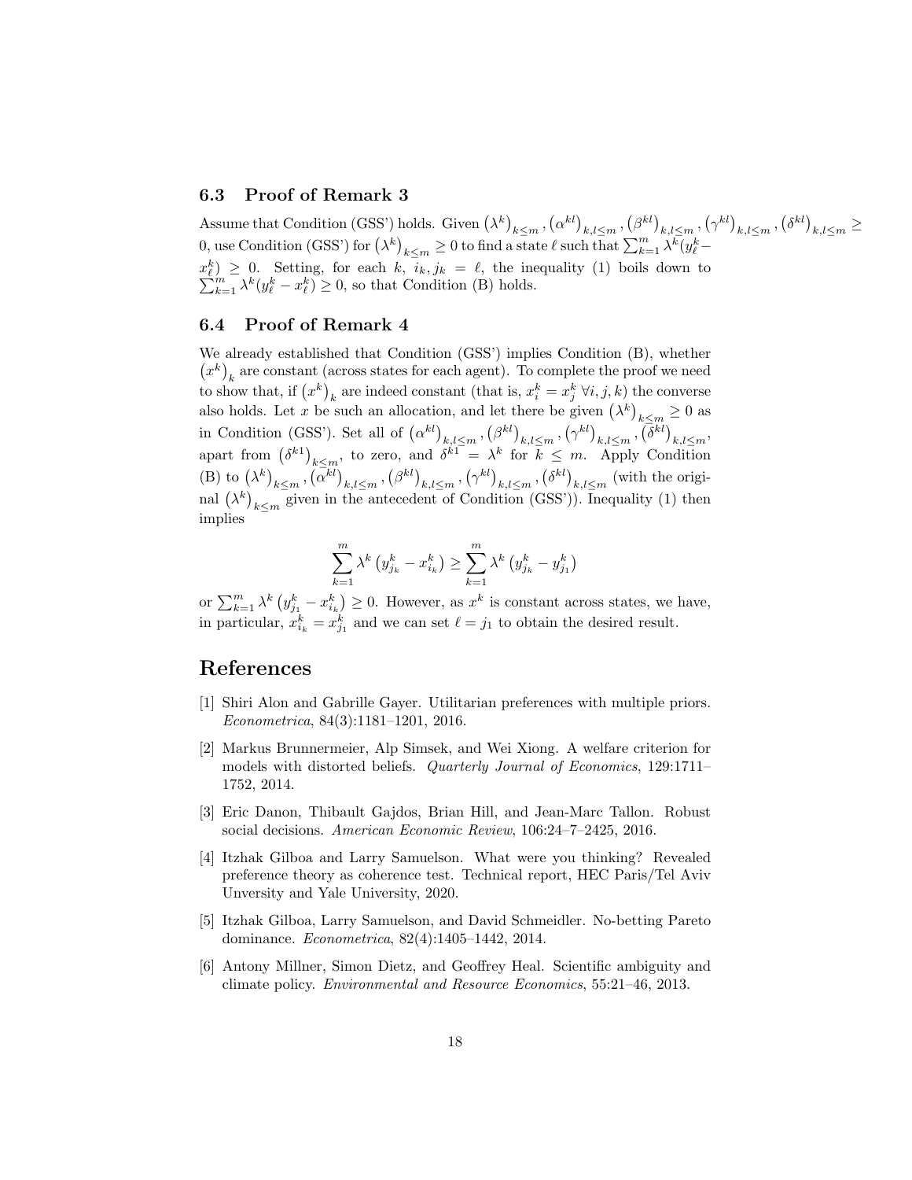### 6.3 Proof of Remark 3

Assume that Condition (GSS') holds. Given $\left(\lambda^k\right)_{k\leq m}, \left(\alpha^{kl}\right)_{k,l\leq m}, \left(\beta^{kl}\right)_{k,l\leq m}, \left(\gamma^{kl}\right)_{k,l\leq m}, \left(\delta^{kl}\right)_{k,l\leq m} \geq 0$, use Condition (GSS') for $\left(\lambda^k\right)_{k\leq m} \geq 0$ to find a state $\ell$ such that $\sum_{k=1}^m \lambda^k(y_\ell^k - x_\ell^k) \geq 0$. Setting, for each $k$, $i_k, j_k = \ell$, the inequality (1) boils down to $\sum_{k=1}^m \lambda^k(y_\ell^k - x_\ell^k) \geq 0$, so that Condition (B) holds.

### 6.4 Proof of Remark 4

We already established that Condition (GSS') implies Condition (B), whether $\left(x^k\right)_k$ are constant (across states for each agent). To complete the proof we need to show that, if $\left(x^k\right)_k$ are indeed constant (that is, $x_i^k = x_j^k \ \forall i, j, k$) the converse also holds. Let $x$ be such an allocation, and let there be given $\left(\lambda^k\right)_{k\leq m} \geq 0$ as in Condition (GSS'). Set all of $\left(\alpha^{kl}\right)_{k,l\leq m}, \left(\beta^{kl}\right)_{k,l\leq m}, \left(\gamma^{kl}\right)_{k,l\leq m}, \left(\delta^{kl}\right)_{k,l\leq m}$, apart from $\left(\delta^{k1}\right)_{k\leq m}$, to zero, and $\delta^{k1} = \lambda^k$ for $k \leq m$. Apply Condition (B) to $\left(\lambda^k\right)_{k\leq m}, \left(\alpha^{kl}\right)_{k,l\leq m}, \left(\beta^{kl}\right)_{k,l\leq m}, \left(\gamma^{kl}\right)_{k,l\leq m}, \left(\delta^{kl}\right)_{k,l\leq m}$ (with the original $\left(\lambda^k\right)_{k\leq m}$ given in the antecedent of Condition (GSS')). Inequality (1) then implies

$$\sum_{k=1}^m \lambda^k \left(y_{j_k}^k - x_{i_k}^k\right) \geq \sum_{k=1}^m \lambda^k \left(y_{j_k}^k - y_{j_1}^k\right)$$

or $\sum_{k=1}^m \lambda^k \left(y_{j_1}^k - x_{i_k}^k\right) \geq 0$. However, as $x^k$ is constant across states, we have, in particular, $x_{i_k}^k = x_{j_1}^k$ and we can set $\ell = j_1$ to obtain the desired result.

## References

[1] Shiri Alon and Gabrille Gayer. Utilitarian preferences with multiple priors. *Econometrica*, 84(3):1181–1201, 2016.

[2] Markus Brunnermeier, Alp Simsek, and Wei Xiong. A welfare criterion for models with distorted beliefs. *Quarterly Journal of Economics*, 129:1711–1752, 2014.

[3] Eric Danon, Thibault Gajdos, Brian Hill, and Jean-Marc Tallon. Robust social decisions. *American Economic Review*, 106:24–7–2425, 2016.

[4] Itzhak Gilboa and Larry Samuelson. What were you thinking? Revealed preference theory as coherence test. Technical report, HEC Paris/Tel Aviv Unversity and Yale University, 2020.

[5] Itzhak Gilboa, Larry Samuelson, and David Schmeidler. No-betting Pareto dominance. *Econometrica*, 82(4):1405–1442, 2014.

[6] Antony Millner, Simon Dietz, and Geoffrey Heal. Scientific ambiguity and climate policy. *Environmental and Resource Economics*, 55:21–46, 2013.